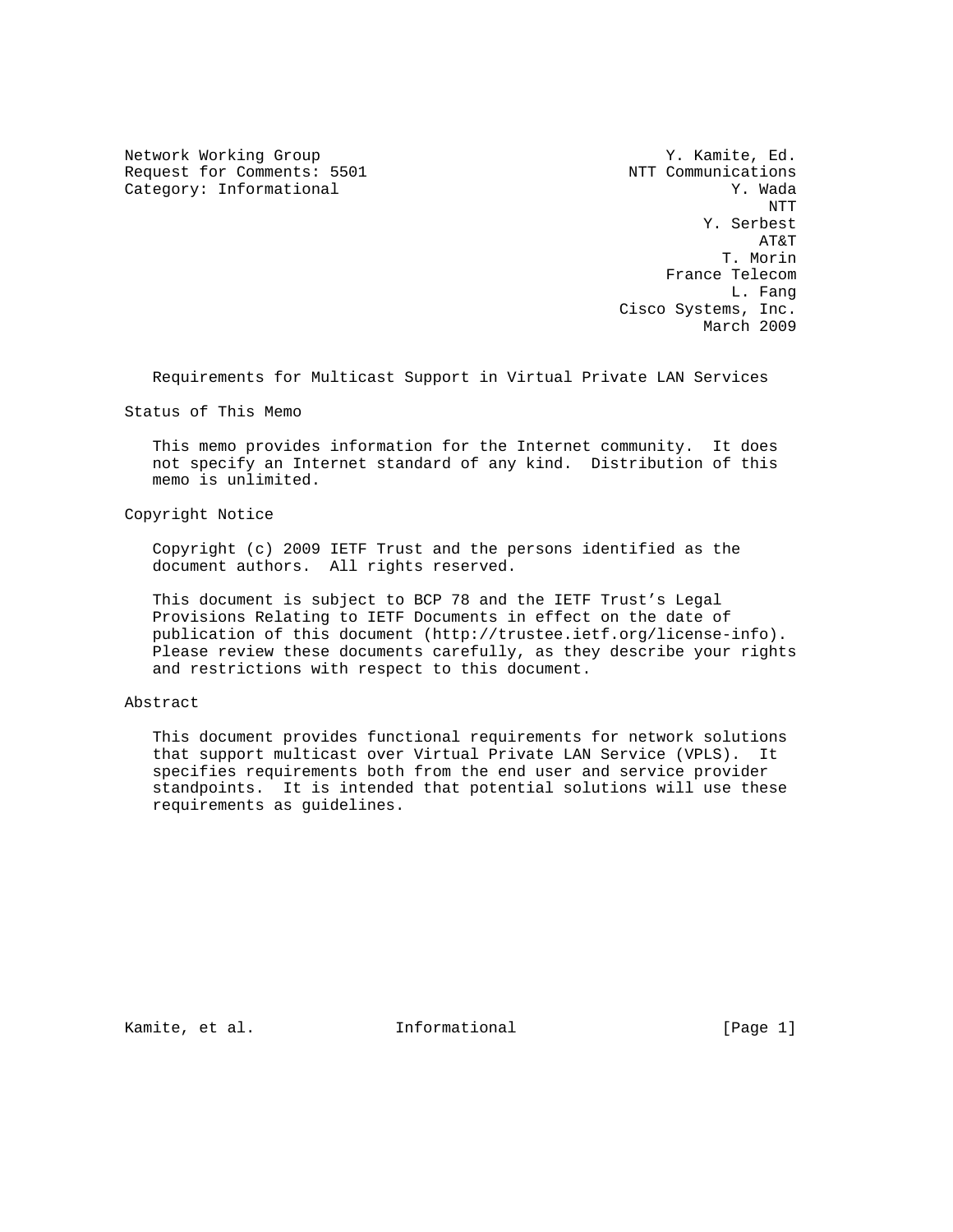Network Working Group Y. Kamite, Ed.
Request for Comments: 5501 NTT Communications
Category: Informational Y. Wada
NTT
Y. Serbest
AT&T
T. Morin
France Telecom
L. Fang
Cisco Systems, Inc.
March 2009

# Requirements for Multicast Support in Virtual Private LAN Services

## Status of This Memo

This memo provides information for the Internet community. It does not specify an Internet standard of any kind. Distribution of this memo is unlimited.

## Copyright Notice

Copyright (c) 2009 IETF Trust and the persons identified as the document authors. All rights reserved.

This document is subject to BCP 78 and the IETF Trust's Legal Provisions Relating to IETF Documents in effect on the date of publication of this document (http://trustee.ietf.org/license-info). Please review these documents carefully, as they describe your rights and restrictions with respect to this document.

## Abstract

This document provides functional requirements for network solutions that support multicast over Virtual Private LAN Service (VPLS). It specifies requirements both from the end user and service provider standpoints. It is intended that potential solutions will use these requirements as guidelines.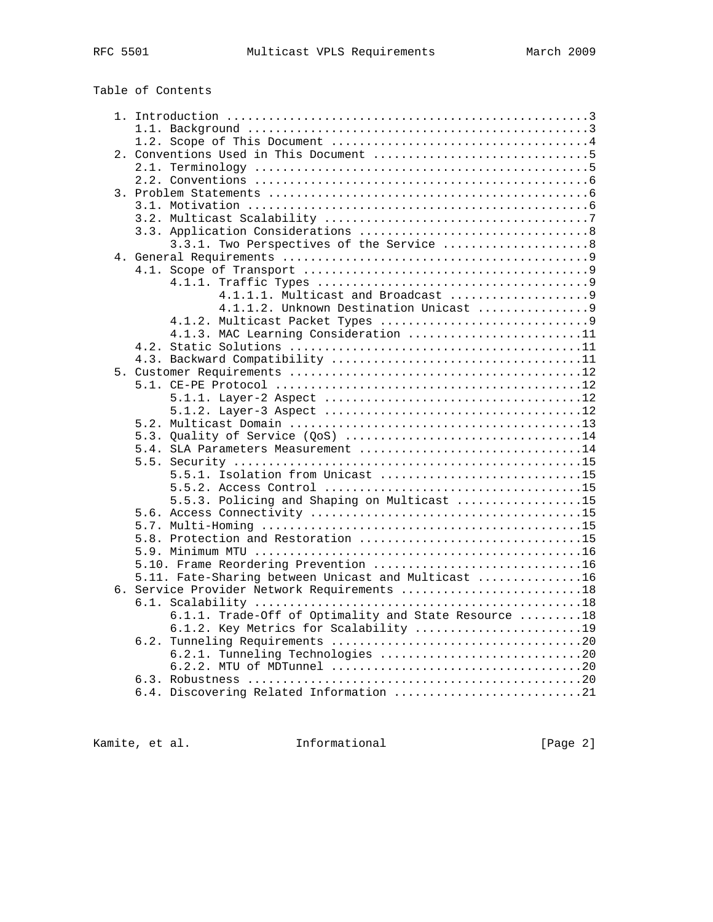Table of Contents

```
   1. Introduction ....................................................3
      1.1. Background .................................................3
      1.2. Scope of This Document .....................................4
   2. Conventions Used in This Document ...............................5
      2.1. Terminology ................................................5
      2.2. Conventions ................................................6
   3. Problem Statements ..............................................6
      3.1. Motivation .................................................6
      3.2. Multicast Scalability ......................................7
      3.3. Application Considerations .................................8
           3.3.1. Two Perspectives of the Service .....................8
   4. General Requirements ............................................9
      4.1. Scope of Transport .........................................9
           4.1.1. Traffic Types .......................................9
                  4.1.1.1. Multicast and Broadcast ....................9
                  4.1.1.2. Unknown Destination Unicast ................9
           4.1.2. Multicast Packet Types ..............................9
           4.1.3. MAC Learning Consideration .........................11
      4.2. Static Solutions ..........................................11
      4.3. Backward Compatibility ....................................11
   5. Customer Requirements ..........................................12
      5.1. CE-PE Protocol ............................................12
           5.1.1. Layer-2 Aspect .....................................12
           5.1.2. Layer-3 Aspect .....................................12
      5.2. Multicast Domain ..........................................13
      5.3. Quality of Service (QoS) ..................................14
      5.4. SLA Parameters Measurement ................................14
      5.5. Security ..................................................15
           5.5.1. Isolation from Unicast .............................15
           5.5.2. Access Control .....................................15
           5.5.3. Policing and Shaping on Multicast ..................15
      5.6. Access Connectivity .......................................15
      5.7. Multi-Homing ..............................................15
      5.8. Protection and Restoration ................................15
      5.9. Minimum MTU ...............................................16
      5.10. Frame Reordering Prevention ..............................16
      5.11. Fate-Sharing between Unicast and Multicast ...............16
   6. Service Provider Network Requirements ..........................18
      6.1. Scalability ...............................................18
           6.1.1. Trade-Off of Optimality and State Resource .........18
           6.1.2. Key Metrics for Scalability ........................19
      6.2. Tunneling Requirements ....................................20
           6.2.1. Tunneling Technologies .............................20
           6.2.2. MTU of MDTunnel ....................................20
      6.3. Robustness ................................................20
      6.4. Discovering Related Information ...........................21
```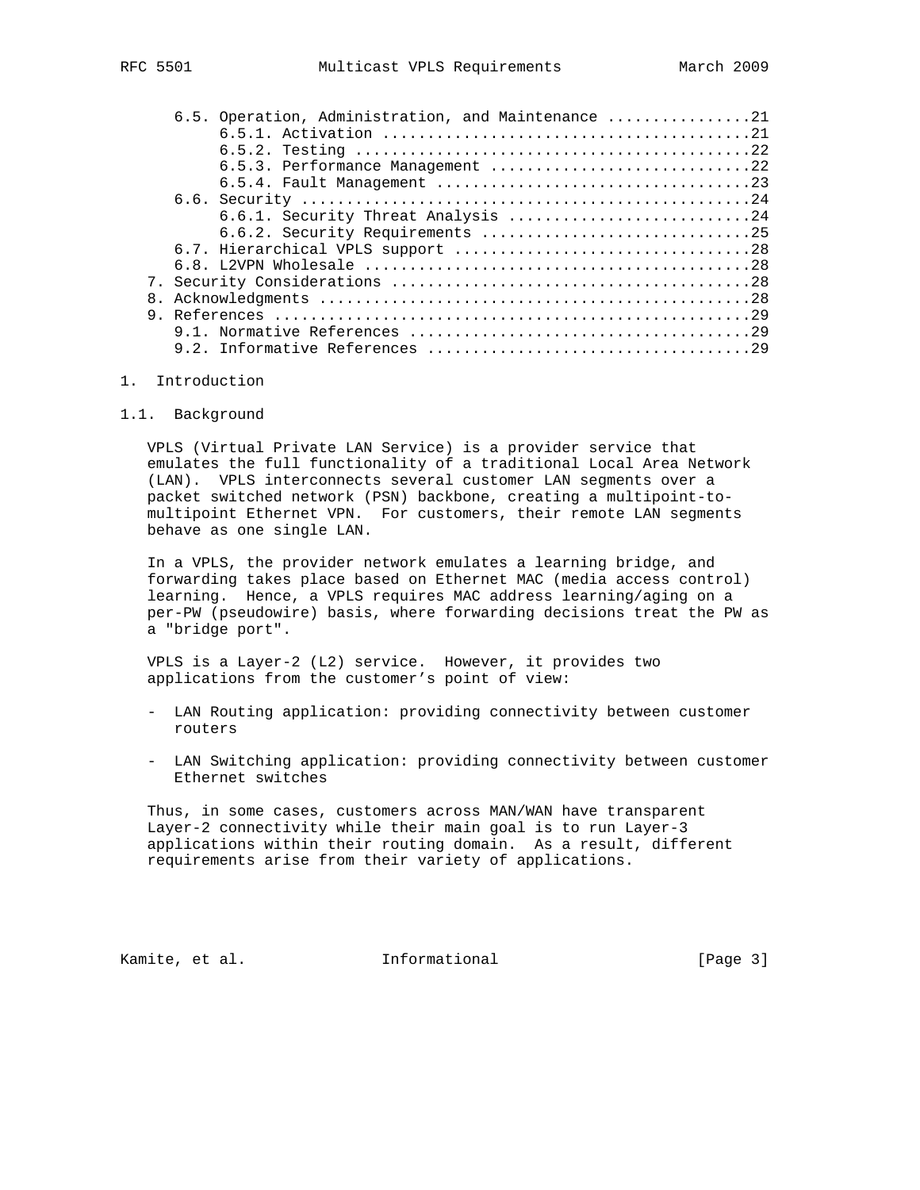6.5. Operation, Administration, and Maintenance ................21
   6.5.1. Activation ........................................21
   6.5.2. Testing ...........................................22
   6.5.3. Performance Management ............................22
   6.5.4. Fault Management ..................................23
6.6. Security ................................................24
   6.6.1. Security Threat Analysis ..........................24
   6.6.2. Security Requirements .............................25
6.7. Hierarchical VPLS support ...............................28
6.8. L2VPN Wholesale .........................................28
7. Security Considerations .......................................28
8. Acknowledgments ...............................................28
9. References ....................................................29
   9.1. Normative References .....................................29
   9.2. Informative References ...................................29

# 1. Introduction

## 1.1. Background

VPLS (Virtual Private LAN Service) is a provider service that emulates the full functionality of a traditional Local Area Network (LAN). VPLS interconnects several customer LAN segments over a packet switched network (PSN) backbone, creating a multipoint-to-multipoint Ethernet VPN. For customers, their remote LAN segments behave as one single LAN.

In a VPLS, the provider network emulates a learning bridge, and forwarding takes place based on Ethernet MAC (media access control) learning. Hence, a VPLS requires MAC address learning/aging on a per-PW (pseudowire) basis, where forwarding decisions treat the PW as a "bridge port".

VPLS is a Layer-2 (L2) service. However, it provides two applications from the customer's point of view:

- LAN Routing application: providing connectivity between customer routers

- LAN Switching application: providing connectivity between customer Ethernet switches

Thus, in some cases, customers across MAN/WAN have transparent Layer-2 connectivity while their main goal is to run Layer-3 applications within their routing domain. As a result, different requirements arise from their variety of applications.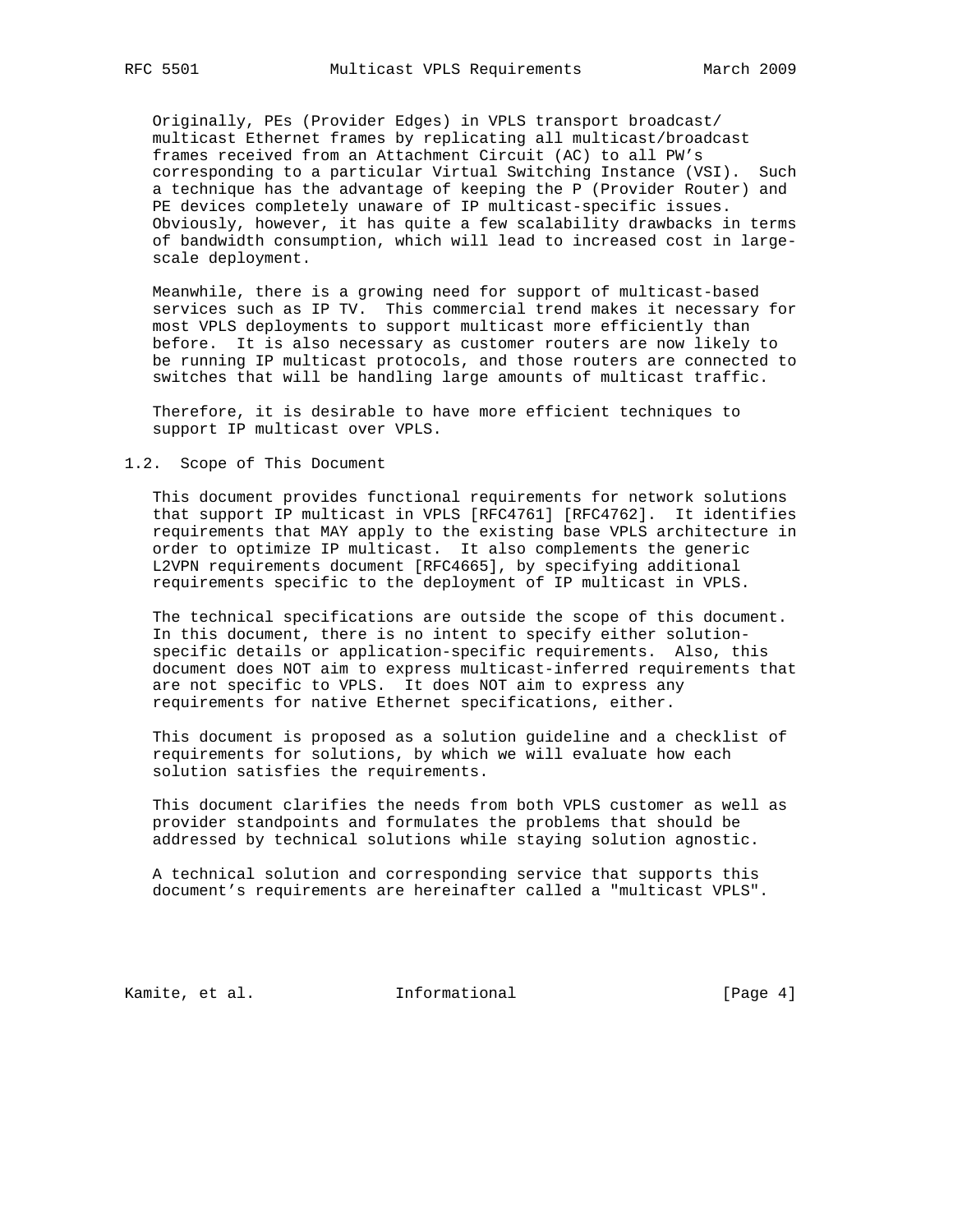Originally, PEs (Provider Edges) in VPLS transport broadcast/multicast Ethernet frames by replicating all multicast/broadcast frames received from an Attachment Circuit (AC) to all PW's corresponding to a particular Virtual Switching Instance (VSI). Such a technique has the advantage of keeping the P (Provider Router) and PE devices completely unaware of IP multicast-specific issues. Obviously, however, it has quite a few scalability drawbacks in terms of bandwidth consumption, which will lead to increased cost in large-scale deployment.

Meanwhile, there is a growing need for support of multicast-based services such as IP TV. This commercial trend makes it necessary for most VPLS deployments to support multicast more efficiently than before. It is also necessary as customer routers are now likely to be running IP multicast protocols, and those routers are connected to switches that will be handling large amounts of multicast traffic.

Therefore, it is desirable to have more efficient techniques to support IP multicast over VPLS.

## 1.2. Scope of This Document

This document provides functional requirements for network solutions that support IP multicast in VPLS [RFC4761] [RFC4762]. It identifies requirements that MAY apply to the existing base VPLS architecture in order to optimize IP multicast. It also complements the generic L2VPN requirements document [RFC4665], by specifying additional requirements specific to the deployment of IP multicast in VPLS.

The technical specifications are outside the scope of this document. In this document, there is no intent to specify either solution-specific details or application-specific requirements. Also, this document does NOT aim to express multicast-inferred requirements that are not specific to VPLS. It does NOT aim to express any requirements for native Ethernet specifications, either.

This document is proposed as a solution guideline and a checklist of requirements for solutions, by which we will evaluate how each solution satisfies the requirements.

This document clarifies the needs from both VPLS customer as well as provider standpoints and formulates the problems that should be addressed by technical solutions while staying solution agnostic.

A technical solution and corresponding service that supports this document's requirements are hereinafter called a "multicast VPLS".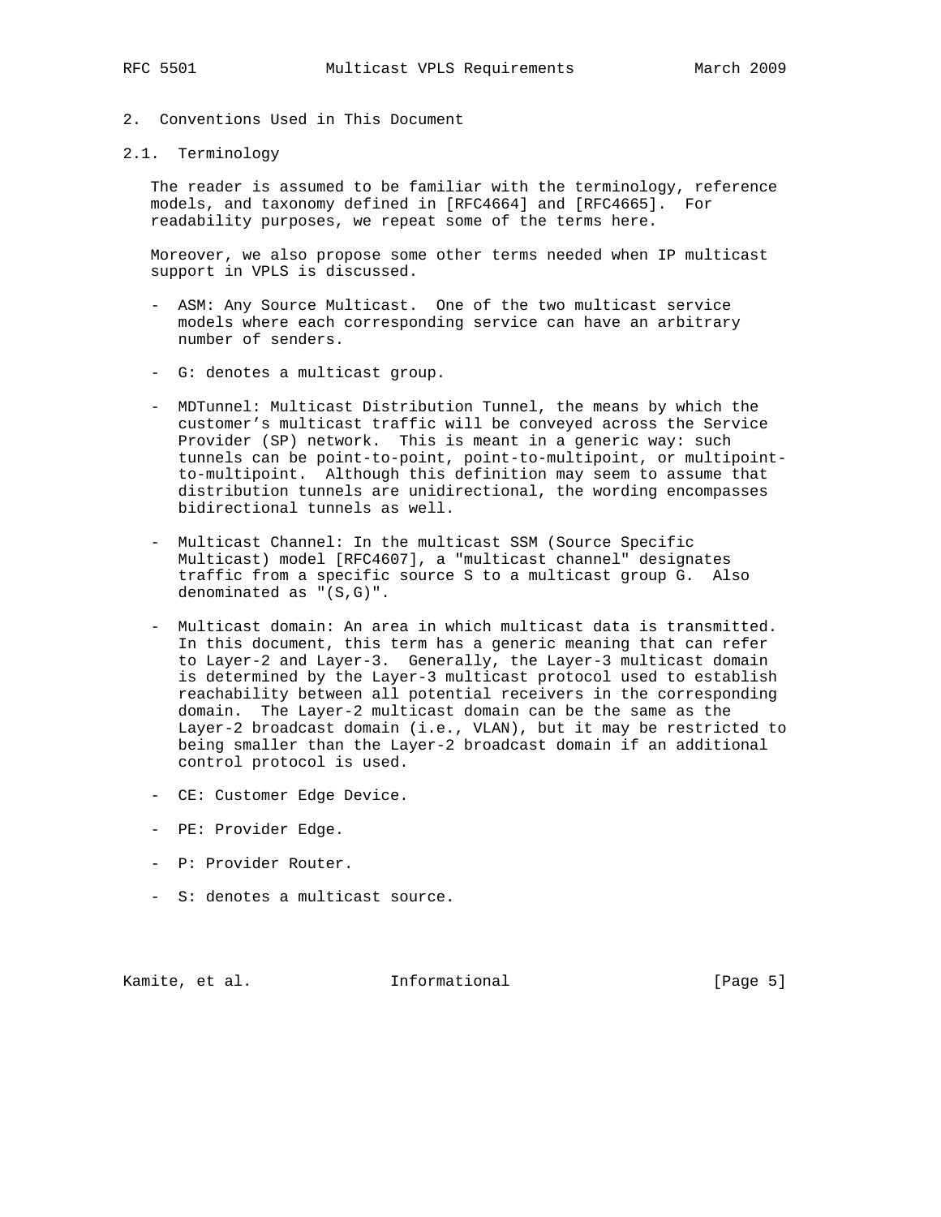## 2. Conventions Used in This Document

### 2.1. Terminology

The reader is assumed to be familiar with the terminology, reference models, and taxonomy defined in [RFC4664] and [RFC4665]. For readability purposes, we repeat some of the terms here.

Moreover, we also propose some other terms needed when IP multicast support in VPLS is discussed.

- ASM: Any Source Multicast. One of the two multicast service models where each corresponding service can have an arbitrary number of senders.

- G: denotes a multicast group.

- MDTunnel: Multicast Distribution Tunnel, the means by which the customer's multicast traffic will be conveyed across the Service Provider (SP) network. This is meant in a generic way: such tunnels can be point-to-point, point-to-multipoint, or multipoint-to-multipoint. Although this definition may seem to assume that distribution tunnels are unidirectional, the wording encompasses bidirectional tunnels as well.

- Multicast Channel: In the multicast SSM (Source Specific Multicast) model [RFC4607], a "multicast channel" designates traffic from a specific source S to a multicast group G. Also denominated as "(S,G)".

- Multicast domain: An area in which multicast data is transmitted. In this document, this term has a generic meaning that can refer to Layer-2 and Layer-3. Generally, the Layer-3 multicast domain is determined by the Layer-3 multicast protocol used to establish reachability between all potential receivers in the corresponding domain. The Layer-2 multicast domain can be the same as the Layer-2 broadcast domain (i.e., VLAN), but it may be restricted to being smaller than the Layer-2 broadcast domain if an additional control protocol is used.

- CE: Customer Edge Device.

- PE: Provider Edge.

- P: Provider Router.

- S: denotes a multicast source.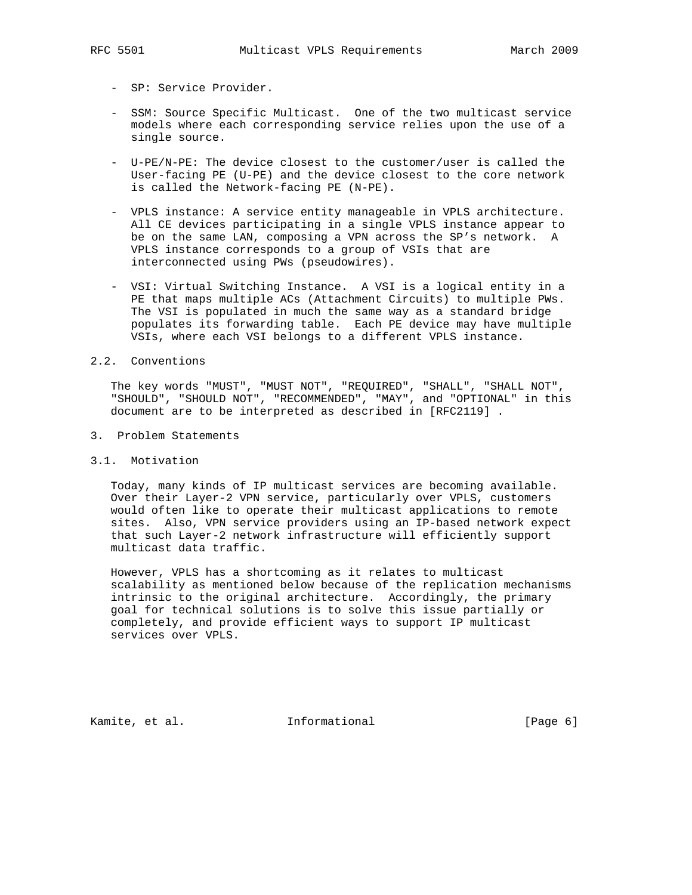- SP: Service Provider.

- SSM: Source Specific Multicast. One of the two multicast service models where each corresponding service relies upon the use of a single source.

- U-PE/N-PE: The device closest to the customer/user is called the User-facing PE (U-PE) and the device closest to the core network is called the Network-facing PE (N-PE).

- VPLS instance: A service entity manageable in VPLS architecture. All CE devices participating in a single VPLS instance appear to be on the same LAN, composing a VPN across the SP's network. A VPLS instance corresponds to a group of VSIs that are interconnected using PWs (pseudowires).

- VSI: Virtual Switching Instance. A VSI is a logical entity in a PE that maps multiple ACs (Attachment Circuits) to multiple PWs. The VSI is populated in much the same way as a standard bridge populates its forwarding table. Each PE device may have multiple VSIs, where each VSI belongs to a different VPLS instance.

### 2.2. Conventions

The key words "MUST", "MUST NOT", "REQUIRED", "SHALL", "SHALL NOT", "SHOULD", "SHOULD NOT", "RECOMMENDED", "MAY", and "OPTIONAL" in this document are to be interpreted as described in [RFC2119] .

## 3. Problem Statements

### 3.1. Motivation

Today, many kinds of IP multicast services are becoming available. Over their Layer-2 VPN service, particularly over VPLS, customers would often like to operate their multicast applications to remote sites. Also, VPN service providers using an IP-based network expect that such Layer-2 network infrastructure will efficiently support multicast data traffic.

However, VPLS has a shortcoming as it relates to multicast scalability as mentioned below because of the replication mechanisms intrinsic to the original architecture. Accordingly, the primary goal for technical solutions is to solve this issue partially or completely, and provide efficient ways to support IP multicast services over VPLS.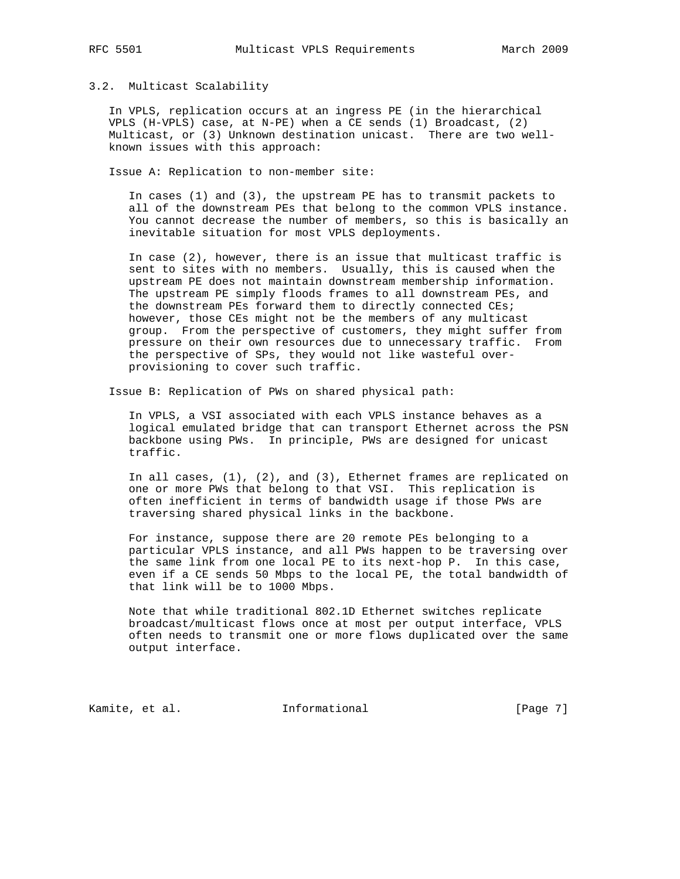### 3.2. Multicast Scalability

In VPLS, replication occurs at an ingress PE (in the hierarchical VPLS (H-VPLS) case, at N-PE) when a CE sends (1) Broadcast, (2) Multicast, or (3) Unknown destination unicast. There are two well-known issues with this approach:

Issue A: Replication to non-member site:

In cases (1) and (3), the upstream PE has to transmit packets to all of the downstream PEs that belong to the common VPLS instance. You cannot decrease the number of members, so this is basically an inevitable situation for most VPLS deployments.

In case (2), however, there is an issue that multicast traffic is sent to sites with no members. Usually, this is caused when the upstream PE does not maintain downstream membership information. The upstream PE simply floods frames to all downstream PEs, and the downstream PEs forward them to directly connected CEs; however, those CEs might not be the members of any multicast group. From the perspective of customers, they might suffer from pressure on their own resources due to unnecessary traffic. From the perspective of SPs, they would not like wasteful over-provisioning to cover such traffic.

Issue B: Replication of PWs on shared physical path:

In VPLS, a VSI associated with each VPLS instance behaves as a logical emulated bridge that can transport Ethernet across the PSN backbone using PWs. In principle, PWs are designed for unicast traffic.

In all cases, (1), (2), and (3), Ethernet frames are replicated on one or more PWs that belong to that VSI. This replication is often inefficient in terms of bandwidth usage if those PWs are traversing shared physical links in the backbone.

For instance, suppose there are 20 remote PEs belonging to a particular VPLS instance, and all PWs happen to be traversing over the same link from one local PE to its next-hop P. In this case, even if a CE sends 50 Mbps to the local PE, the total bandwidth of that link will be to 1000 Mbps.

Note that while traditional 802.1D Ethernet switches replicate broadcast/multicast flows once at most per output interface, VPLS often needs to transmit one or more flows duplicated over the same output interface.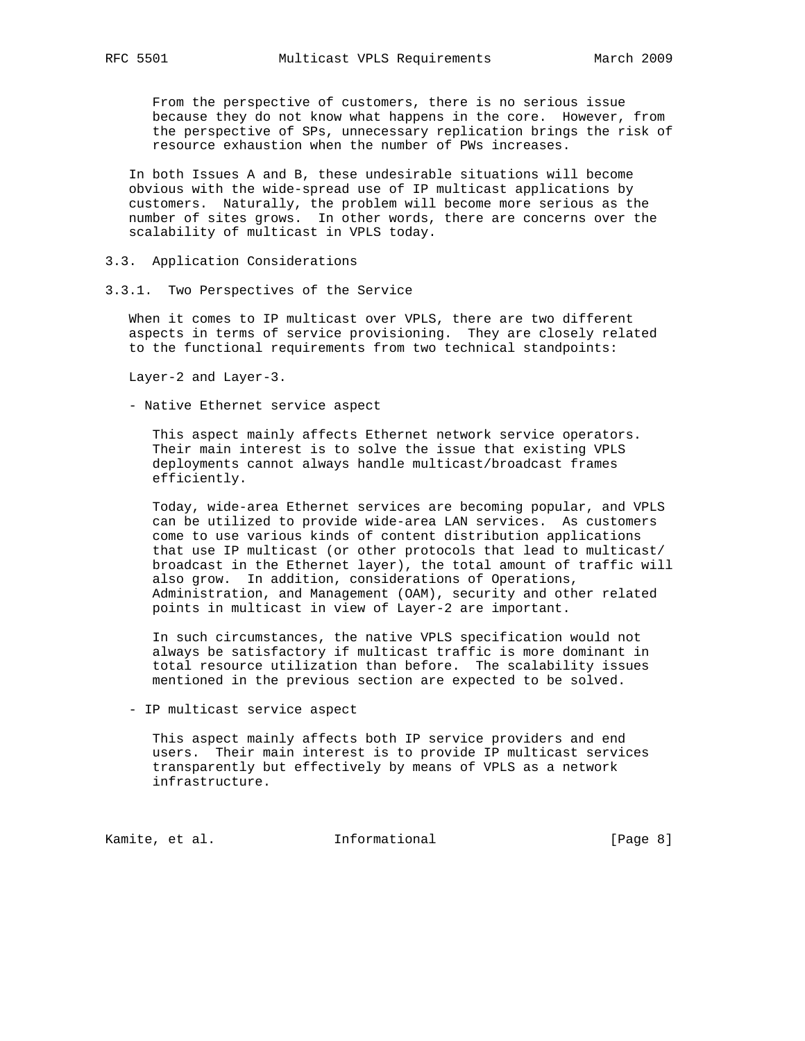From the perspective of customers, there is no serious issue because they do not know what happens in the core. However, from the perspective of SPs, unnecessary replication brings the risk of resource exhaustion when the number of PWs increases.

In both Issues A and B, these undesirable situations will become obvious with the wide-spread use of IP multicast applications by customers. Naturally, the problem will become more serious as the number of sites grows. In other words, there are concerns over the scalability of multicast in VPLS today.

### 3.3. Application Considerations

#### 3.3.1. Two Perspectives of the Service

When it comes to IP multicast over VPLS, there are two different aspects in terms of service provisioning. They are closely related to the functional requirements from two technical standpoints:

Layer-2 and Layer-3.

- Native Ethernet service aspect

  This aspect mainly affects Ethernet network service operators. Their main interest is to solve the issue that existing VPLS deployments cannot always handle multicast/broadcast frames efficiently.

  Today, wide-area Ethernet services are becoming popular, and VPLS can be utilized to provide wide-area LAN services. As customers come to use various kinds of content distribution applications that use IP multicast (or other protocols that lead to multicast/ broadcast in the Ethernet layer), the total amount of traffic will also grow. In addition, considerations of Operations, Administration, and Management (OAM), security and other related points in multicast in view of Layer-2 are important.

  In such circumstances, the native VPLS specification would not always be satisfactory if multicast traffic is more dominant in total resource utilization than before. The scalability issues mentioned in the previous section are expected to be solved.

- IP multicast service aspect

  This aspect mainly affects both IP service providers and end users. Their main interest is to provide IP multicast services transparently but effectively by means of VPLS as a network infrastructure.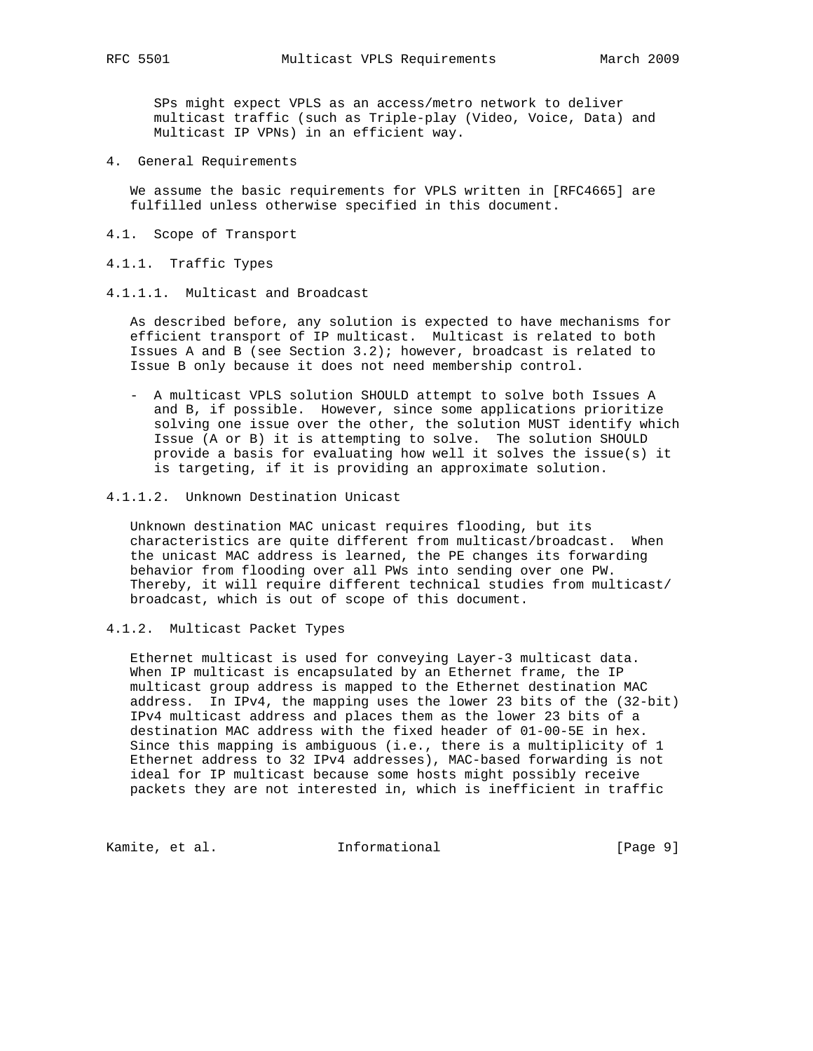SPs might expect VPLS as an access/metro network to deliver multicast traffic (such as Triple-play (Video, Voice, Data) and Multicast IP VPNs) in an efficient way.

# 4. General Requirements

We assume the basic requirements for VPLS written in [RFC4665] are fulfilled unless otherwise specified in this document.

## 4.1. Scope of Transport

### 4.1.1. Traffic Types

#### 4.1.1.1. Multicast and Broadcast

As described before, any solution is expected to have mechanisms for efficient transport of IP multicast. Multicast is related to both Issues A and B (see Section 3.2); however, broadcast is related to Issue B only because it does not need membership control.

- A multicast VPLS solution SHOULD attempt to solve both Issues A and B, if possible. However, since some applications prioritize solving one issue over the other, the solution MUST identify which Issue (A or B) it is attempting to solve. The solution SHOULD provide a basis for evaluating how well it solves the issue(s) it is targeting, if it is providing an approximate solution.

#### 4.1.1.2. Unknown Destination Unicast

Unknown destination MAC unicast requires flooding, but its characteristics are quite different from multicast/broadcast. When the unicast MAC address is learned, the PE changes its forwarding behavior from flooding over all PWs into sending over one PW. Thereby, it will require different technical studies from multicast/broadcast, which is out of scope of this document.

### 4.1.2. Multicast Packet Types

Ethernet multicast is used for conveying Layer-3 multicast data. When IP multicast is encapsulated by an Ethernet frame, the IP multicast group address is mapped to the Ethernet destination MAC address. In IPv4, the mapping uses the lower 23 bits of the (32-bit) IPv4 multicast address and places them as the lower 23 bits of a destination MAC address with the fixed header of 01-00-5E in hex. Since this mapping is ambiguous (i.e., there is a multiplicity of 1 Ethernet address to 32 IPv4 addresses), MAC-based forwarding is not ideal for IP multicast because some hosts might possibly receive packets they are not interested in, which is inefficient in traffic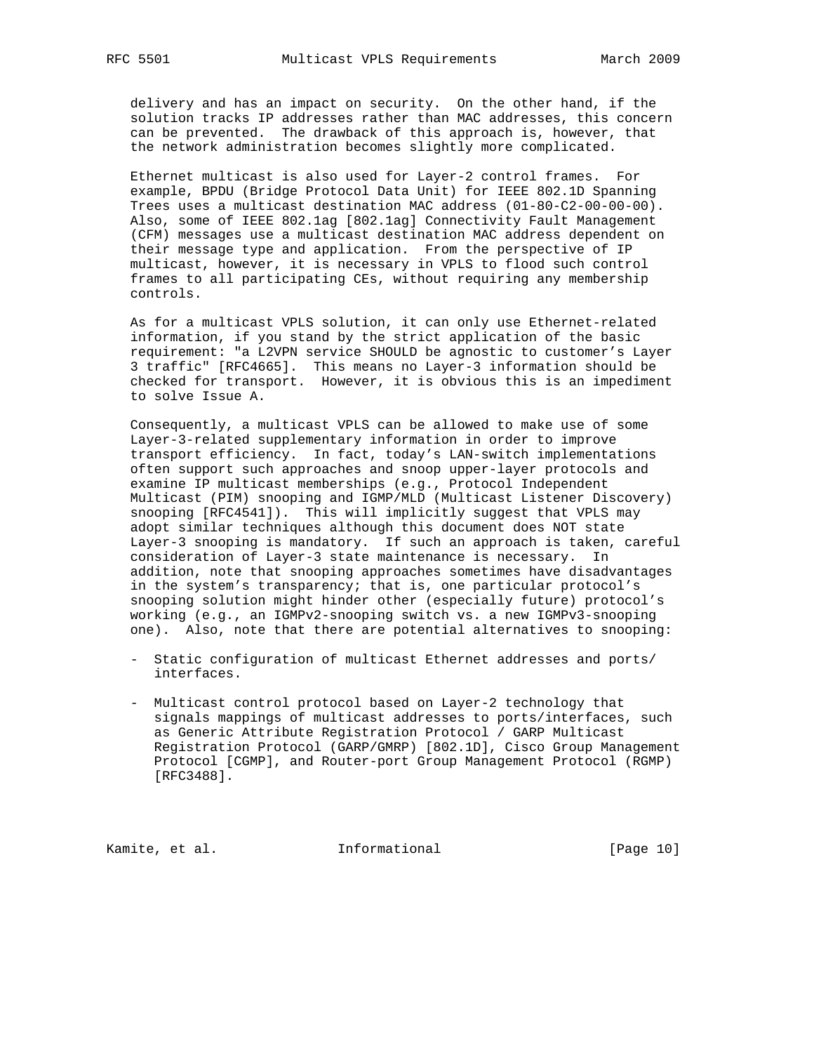delivery and has an impact on security. On the other hand, if the solution tracks IP addresses rather than MAC addresses, this concern can be prevented. The drawback of this approach is, however, that the network administration becomes slightly more complicated.

Ethernet multicast is also used for Layer-2 control frames. For example, BPDU (Bridge Protocol Data Unit) for IEEE 802.1D Spanning Trees uses a multicast destination MAC address (01-80-C2-00-00-00). Also, some of IEEE 802.1ag [802.1ag] Connectivity Fault Management (CFM) messages use a multicast destination MAC address dependent on their message type and application. From the perspective of IP multicast, however, it is necessary in VPLS to flood such control frames to all participating CEs, without requiring any membership controls.

As for a multicast VPLS solution, it can only use Ethernet-related information, if you stand by the strict application of the basic requirement: "a L2VPN service SHOULD be agnostic to customer's Layer 3 traffic" [RFC4665]. This means no Layer-3 information should be checked for transport. However, it is obvious this is an impediment to solve Issue A.

Consequently, a multicast VPLS can be allowed to make use of some Layer-3-related supplementary information in order to improve transport efficiency. In fact, today's LAN-switch implementations often support such approaches and snoop upper-layer protocols and examine IP multicast memberships (e.g., Protocol Independent Multicast (PIM) snooping and IGMP/MLD (Multicast Listener Discovery) snooping [RFC4541]). This will implicitly suggest that VPLS may adopt similar techniques although this document does NOT state Layer-3 snooping is mandatory. If such an approach is taken, careful consideration of Layer-3 state maintenance is necessary. In addition, note that snooping approaches sometimes have disadvantages in the system's transparency; that is, one particular protocol's snooping solution might hinder other (especially future) protocol's working (e.g., an IGMPv2-snooping switch vs. a new IGMPv3-snooping one). Also, note that there are potential alternatives to snooping:

- Static configuration of multicast Ethernet addresses and ports/interfaces.

- Multicast control protocol based on Layer-2 technology that signals mappings of multicast addresses to ports/interfaces, such as Generic Attribute Registration Protocol / GARP Multicast Registration Protocol (GARP/GMRP) [802.1D], Cisco Group Management Protocol [CGMP], and Router-port Group Management Protocol (RGMP) [RFC3488].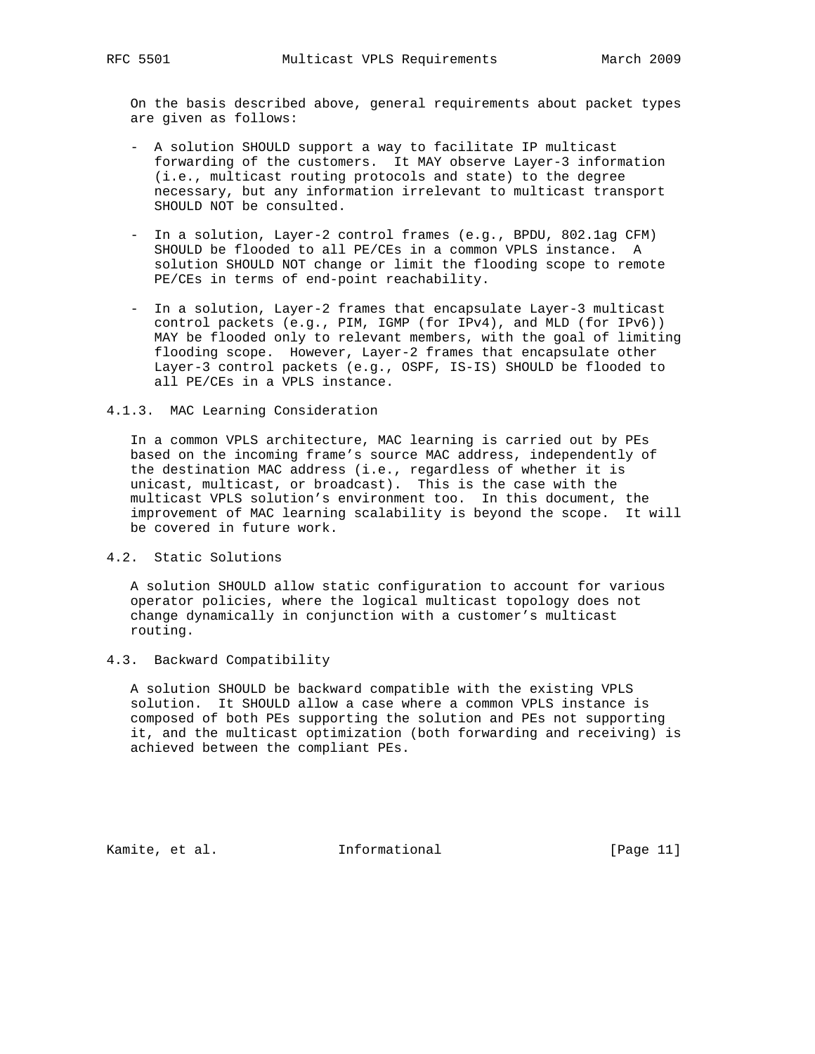On the basis described above, general requirements about packet types are given as follows:

- A solution SHOULD support a way to facilitate IP multicast forwarding of the customers. It MAY observe Layer-3 information (i.e., multicast routing protocols and state) to the degree necessary, but any information irrelevant to multicast transport SHOULD NOT be consulted.

- In a solution, Layer-2 control frames (e.g., BPDU, 802.1ag CFM) SHOULD be flooded to all PE/CEs in a common VPLS instance. A solution SHOULD NOT change or limit the flooding scope to remote PE/CEs in terms of end-point reachability.

- In a solution, Layer-2 frames that encapsulate Layer-3 multicast control packets (e.g., PIM, IGMP (for IPv4), and MLD (for IPv6)) MAY be flooded only to relevant members, with the goal of limiting flooding scope. However, Layer-2 frames that encapsulate other Layer-3 control packets (e.g., OSPF, IS-IS) SHOULD be flooded to all PE/CEs in a VPLS instance.

#### 4.1.3. MAC Learning Consideration

In a common VPLS architecture, MAC learning is carried out by PEs based on the incoming frame's source MAC address, independently of the destination MAC address (i.e., regardless of whether it is unicast, multicast, or broadcast). This is the case with the multicast VPLS solution's environment too. In this document, the improvement of MAC learning scalability is beyond the scope. It will be covered in future work.

### 4.2. Static Solutions

A solution SHOULD allow static configuration to account for various operator policies, where the logical multicast topology does not change dynamically in conjunction with a customer's multicast routing.

### 4.3. Backward Compatibility

A solution SHOULD be backward compatible with the existing VPLS solution. It SHOULD allow a case where a common VPLS instance is composed of both PEs supporting the solution and PEs not supporting it, and the multicast optimization (both forwarding and receiving) is achieved between the compliant PEs.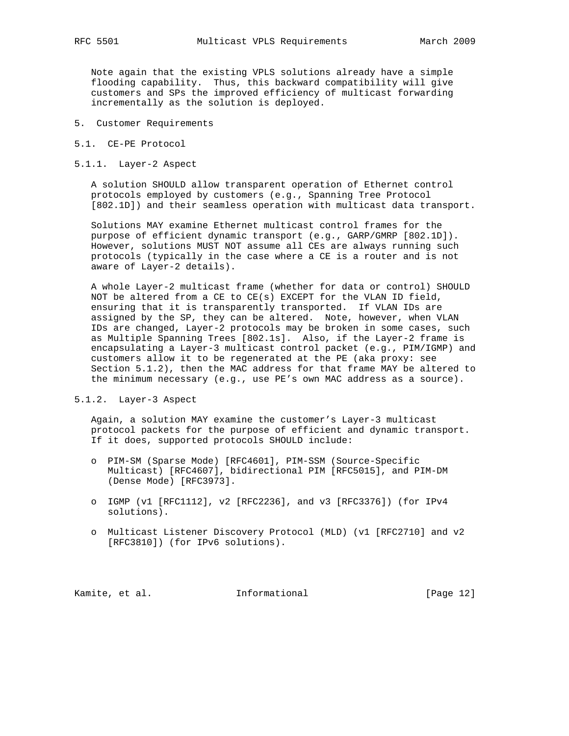Note again that the existing VPLS solutions already have a simple flooding capability. Thus, this backward compatibility will give customers and SPs the improved efficiency of multicast forwarding incrementally as the solution is deployed.

## 5. Customer Requirements

### 5.1. CE-PE Protocol

#### 5.1.1. Layer-2 Aspect

A solution SHOULD allow transparent operation of Ethernet control protocols employed by customers (e.g., Spanning Tree Protocol [802.1D]) and their seamless operation with multicast data transport.

Solutions MAY examine Ethernet multicast control frames for the purpose of efficient dynamic transport (e.g., GARP/GMRP [802.1D]). However, solutions MUST NOT assume all CEs are always running such protocols (typically in the case where a CE is a router and is not aware of Layer-2 details).

A whole Layer-2 multicast frame (whether for data or control) SHOULD NOT be altered from a CE to CE(s) EXCEPT for the VLAN ID field, ensuring that it is transparently transported. If VLAN IDs are assigned by the SP, they can be altered. Note, however, when VLAN IDs are changed, Layer-2 protocols may be broken in some cases, such as Multiple Spanning Trees [802.1s]. Also, if the Layer-2 frame is encapsulating a Layer-3 multicast control packet (e.g., PIM/IGMP) and customers allow it to be regenerated at the PE (aka proxy: see Section 5.1.2), then the MAC address for that frame MAY be altered to the minimum necessary (e.g., use PE's own MAC address as a source).

#### 5.1.2. Layer-3 Aspect

Again, a solution MAY examine the customer's Layer-3 multicast protocol packets for the purpose of efficient and dynamic transport. If it does, supported protocols SHOULD include:

- PIM-SM (Sparse Mode) [RFC4601], PIM-SSM (Source-Specific Multicast) [RFC4607], bidirectional PIM [RFC5015], and PIM-DM (Dense Mode) [RFC3973].
- IGMP (v1 [RFC1112], v2 [RFC2236], and v3 [RFC3376]) (for IPv4 solutions).
- Multicast Listener Discovery Protocol (MLD) (v1 [RFC2710] and v2 [RFC3810]) (for IPv6 solutions).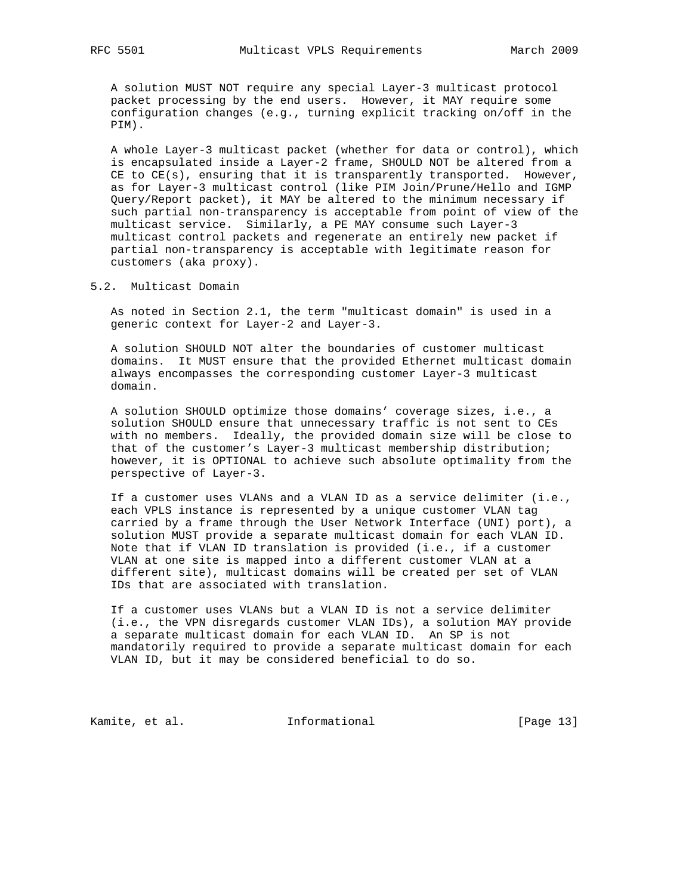A solution MUST NOT require any special Layer-3 multicast protocol packet processing by the end users. However, it MAY require some configuration changes (e.g., turning explicit tracking on/off in the PIM).

A whole Layer-3 multicast packet (whether for data or control), which is encapsulated inside a Layer-2 frame, SHOULD NOT be altered from a CE to CE(s), ensuring that it is transparently transported. However, as for Layer-3 multicast control (like PIM Join/Prune/Hello and IGMP Query/Report packet), it MAY be altered to the minimum necessary if such partial non-transparency is acceptable from point of view of the multicast service. Similarly, a PE MAY consume such Layer-3 multicast control packets and regenerate an entirely new packet if partial non-transparency is acceptable with legitimate reason for customers (aka proxy).

### 5.2. Multicast Domain

As noted in Section 2.1, the term "multicast domain" is used in a generic context for Layer-2 and Layer-3.

A solution SHOULD NOT alter the boundaries of customer multicast domains. It MUST ensure that the provided Ethernet multicast domain always encompasses the corresponding customer Layer-3 multicast domain.

A solution SHOULD optimize those domains' coverage sizes, i.e., a solution SHOULD ensure that unnecessary traffic is not sent to CEs with no members. Ideally, the provided domain size will be close to that of the customer's Layer-3 multicast membership distribution; however, it is OPTIONAL to achieve such absolute optimality from the perspective of Layer-3.

If a customer uses VLANs and a VLAN ID as a service delimiter (i.e., each VPLS instance is represented by a unique customer VLAN tag carried by a frame through the User Network Interface (UNI) port), a solution MUST provide a separate multicast domain for each VLAN ID. Note that if VLAN ID translation is provided (i.e., if a customer VLAN at one site is mapped into a different customer VLAN at a different site), multicast domains will be created per set of VLAN IDs that are associated with translation.

If a customer uses VLANs but a VLAN ID is not a service delimiter (i.e., the VPN disregards customer VLAN IDs), a solution MAY provide a separate multicast domain for each VLAN ID. An SP is not mandatorily required to provide a separate multicast domain for each VLAN ID, but it may be considered beneficial to do so.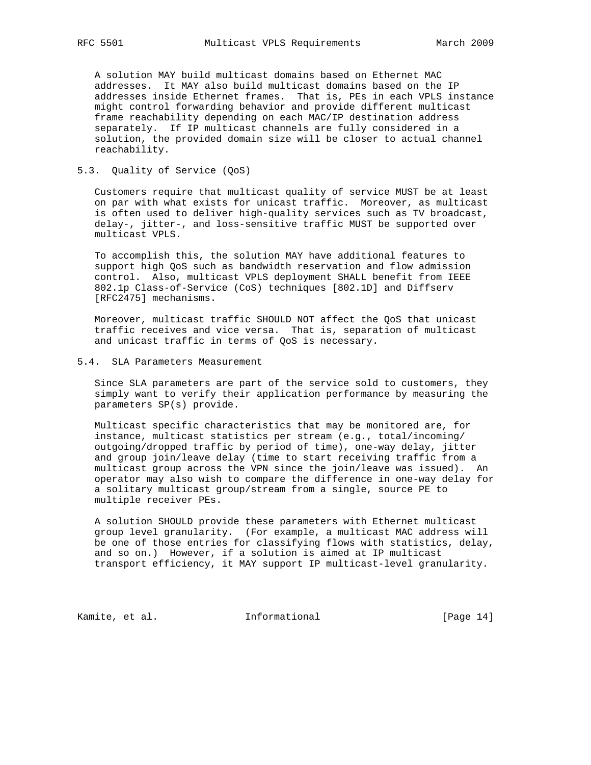A solution MAY build multicast domains based on Ethernet MAC addresses. It MAY also build multicast domains based on the IP addresses inside Ethernet frames. That is, PEs in each VPLS instance might control forwarding behavior and provide different multicast frame reachability depending on each MAC/IP destination address separately. If IP multicast channels are fully considered in a solution, the provided domain size will be closer to actual channel reachability.

### 5.3. Quality of Service (QoS)

Customers require that multicast quality of service MUST be at least on par with what exists for unicast traffic. Moreover, as multicast is often used to deliver high-quality services such as TV broadcast, delay-, jitter-, and loss-sensitive traffic MUST be supported over multicast VPLS.

To accomplish this, the solution MAY have additional features to support high QoS such as bandwidth reservation and flow admission control. Also, multicast VPLS deployment SHALL benefit from IEEE 802.1p Class-of-Service (CoS) techniques [802.1D] and Diffserv [RFC2475] mechanisms.

Moreover, multicast traffic SHOULD NOT affect the QoS that unicast traffic receives and vice versa. That is, separation of multicast and unicast traffic in terms of QoS is necessary.

### 5.4. SLA Parameters Measurement

Since SLA parameters are part of the service sold to customers, they simply want to verify their application performance by measuring the parameters SP(s) provide.

Multicast specific characteristics that may be monitored are, for instance, multicast statistics per stream (e.g., total/incoming/outgoing/dropped traffic by period of time), one-way delay, jitter and group join/leave delay (time to start receiving traffic from a multicast group across the VPN since the join/leave was issued). An operator may also wish to compare the difference in one-way delay for a solitary multicast group/stream from a single, source PE to multiple receiver PEs.

A solution SHOULD provide these parameters with Ethernet multicast group level granularity. (For example, a multicast MAC address will be one of those entries for classifying flows with statistics, delay, and so on.) However, if a solution is aimed at IP multicast transport efficiency, it MAY support IP multicast-level granularity.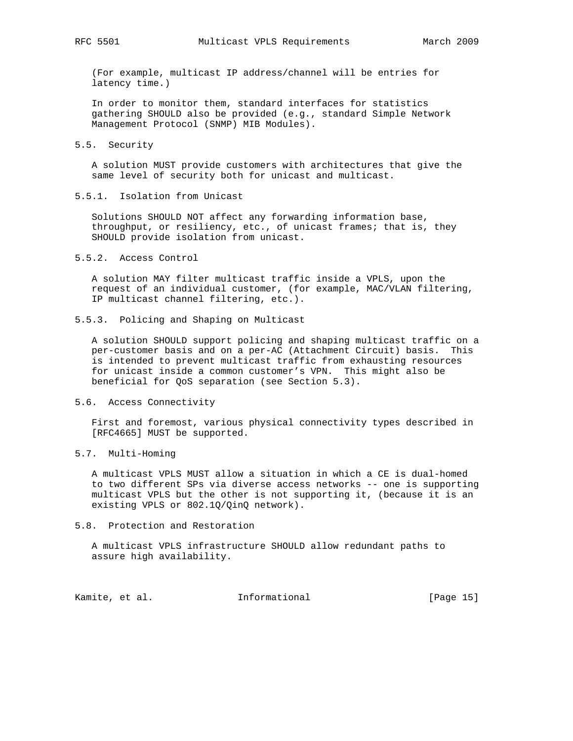(For example, multicast IP address/channel will be entries for latency time.)

In order to monitor them, standard interfaces for statistics gathering SHOULD also be provided (e.g., standard Simple Network Management Protocol (SNMP) MIB Modules).

### 5.5. Security

A solution MUST provide customers with architectures that give the same level of security both for unicast and multicast.

#### 5.5.1. Isolation from Unicast

Solutions SHOULD NOT affect any forwarding information base, throughput, or resiliency, etc., of unicast frames; that is, they SHOULD provide isolation from unicast.

#### 5.5.2. Access Control

A solution MAY filter multicast traffic inside a VPLS, upon the request of an individual customer, (for example, MAC/VLAN filtering, IP multicast channel filtering, etc.).

#### 5.5.3. Policing and Shaping on Multicast

A solution SHOULD support policing and shaping multicast traffic on a per-customer basis and on a per-AC (Attachment Circuit) basis. This is intended to prevent multicast traffic from exhausting resources for unicast inside a common customer's VPN. This might also be beneficial for QoS separation (see Section 5.3).

### 5.6. Access Connectivity

First and foremost, various physical connectivity types described in [RFC4665] MUST be supported.

### 5.7. Multi-Homing

A multicast VPLS MUST allow a situation in which a CE is dual-homed to two different SPs via diverse access networks -- one is supporting multicast VPLS but the other is not supporting it, (because it is an existing VPLS or 802.1Q/QinQ network).

### 5.8. Protection and Restoration

A multicast VPLS infrastructure SHOULD allow redundant paths to assure high availability.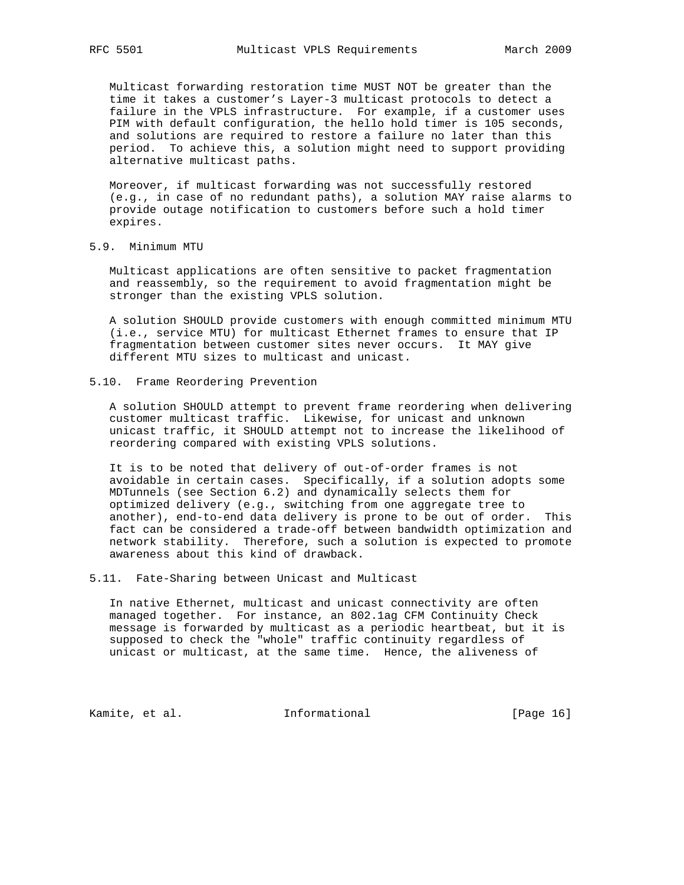Multicast forwarding restoration time MUST NOT be greater than the time it takes a customer's Layer-3 multicast protocols to detect a failure in the VPLS infrastructure. For example, if a customer uses PIM with default configuration, the hello hold timer is 105 seconds, and solutions are required to restore a failure no later than this period. To achieve this, a solution might need to support providing alternative multicast paths.

Moreover, if multicast forwarding was not successfully restored (e.g., in case of no redundant paths), a solution MAY raise alarms to provide outage notification to customers before such a hold timer expires.

### 5.9. Minimum MTU

Multicast applications are often sensitive to packet fragmentation and reassembly, so the requirement to avoid fragmentation might be stronger than the existing VPLS solution.

A solution SHOULD provide customers with enough committed minimum MTU (i.e., service MTU) for multicast Ethernet frames to ensure that IP fragmentation between customer sites never occurs. It MAY give different MTU sizes to multicast and unicast.

### 5.10. Frame Reordering Prevention

A solution SHOULD attempt to prevent frame reordering when delivering customer multicast traffic. Likewise, for unicast and unknown unicast traffic, it SHOULD attempt not to increase the likelihood of reordering compared with existing VPLS solutions.

It is to be noted that delivery of out-of-order frames is not avoidable in certain cases. Specifically, if a solution adopts some MDTunnels (see Section 6.2) and dynamically selects them for optimized delivery (e.g., switching from one aggregate tree to another), end-to-end data delivery is prone to be out of order. This fact can be considered a trade-off between bandwidth optimization and network stability. Therefore, such a solution is expected to promote awareness about this kind of drawback.

### 5.11. Fate-Sharing between Unicast and Multicast

In native Ethernet, multicast and unicast connectivity are often managed together. For instance, an 802.1ag CFM Continuity Check message is forwarded by multicast as a periodic heartbeat, but it is supposed to check the "whole" traffic continuity regardless of unicast or multicast, at the same time. Hence, the aliveness of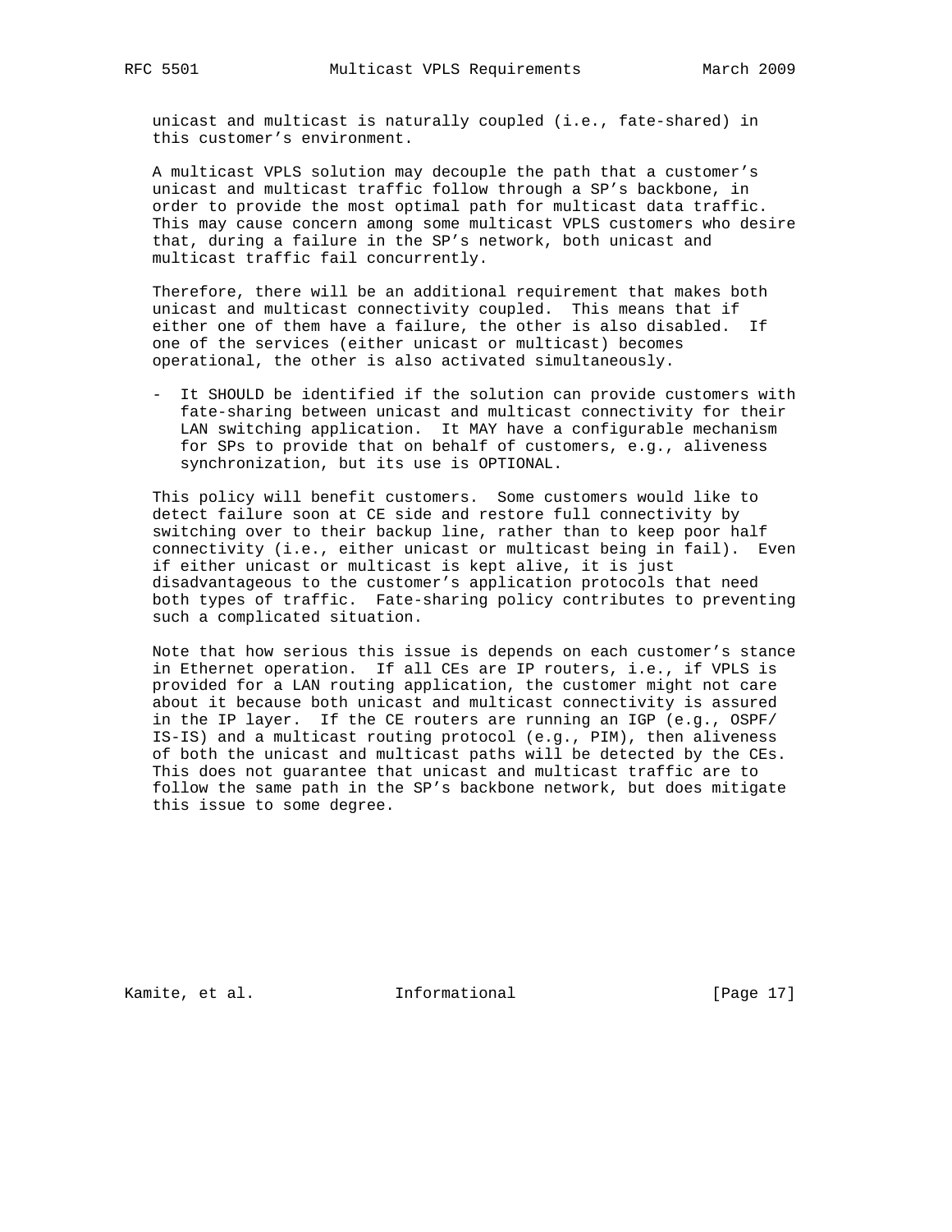unicast and multicast is naturally coupled (i.e., fate-shared) in this customer's environment.

A multicast VPLS solution may decouple the path that a customer's unicast and multicast traffic follow through a SP's backbone, in order to provide the most optimal path for multicast data traffic. This may cause concern among some multicast VPLS customers who desire that, during a failure in the SP's network, both unicast and multicast traffic fail concurrently.

Therefore, there will be an additional requirement that makes both unicast and multicast connectivity coupled. This means that if either one of them have a failure, the other is also disabled. If one of the services (either unicast or multicast) becomes operational, the other is also activated simultaneously.

- It SHOULD be identified if the solution can provide customers with fate-sharing between unicast and multicast connectivity for their LAN switching application. It MAY have a configurable mechanism for SPs to provide that on behalf of customers, e.g., aliveness synchronization, but its use is OPTIONAL.

This policy will benefit customers. Some customers would like to detect failure soon at CE side and restore full connectivity by switching over to their backup line, rather than to keep poor half connectivity (i.e., either unicast or multicast being in fail). Even if either unicast or multicast is kept alive, it is just disadvantageous to the customer's application protocols that need both types of traffic. Fate-sharing policy contributes to preventing such a complicated situation.

Note that how serious this issue is depends on each customer's stance in Ethernet operation. If all CEs are IP routers, i.e., if VPLS is provided for a LAN routing application, the customer might not care about it because both unicast and multicast connectivity is assured in the IP layer. If the CE routers are running an IGP (e.g., OSPF/IS-IS) and a multicast routing protocol (e.g., PIM), then aliveness of both the unicast and multicast paths will be detected by the CEs. This does not guarantee that unicast and multicast traffic are to follow the same path in the SP's backbone network, but does mitigate this issue to some degree.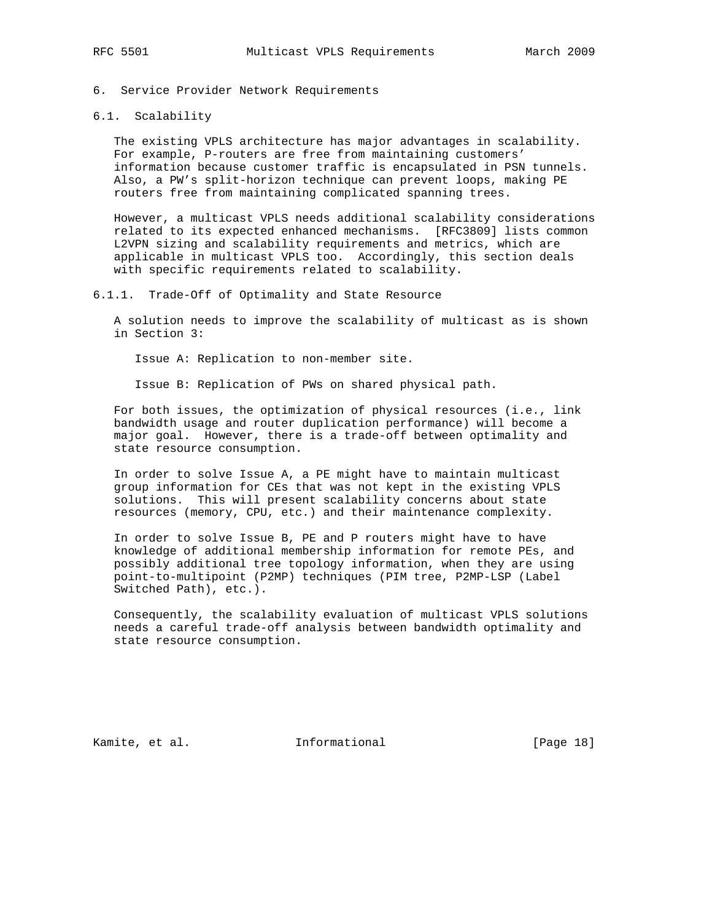# 6. Service Provider Network Requirements

## 6.1. Scalability

The existing VPLS architecture has major advantages in scalability. For example, P-routers are free from maintaining customers' information because customer traffic is encapsulated in PSN tunnels. Also, a PW's split-horizon technique can prevent loops, making PE routers free from maintaining complicated spanning trees.

However, a multicast VPLS needs additional scalability considerations related to its expected enhanced mechanisms. [RFC3809] lists common L2VPN sizing and scalability requirements and metrics, which are applicable in multicast VPLS too. Accordingly, this section deals with specific requirements related to scalability.

### 6.1.1. Trade-Off of Optimality and State Resource

A solution needs to improve the scalability of multicast as is shown in Section 3:

Issue A: Replication to non-member site.

Issue B: Replication of PWs on shared physical path.

For both issues, the optimization of physical resources (i.e., link bandwidth usage and router duplication performance) will become a major goal. However, there is a trade-off between optimality and state resource consumption.

In order to solve Issue A, a PE might have to maintain multicast group information for CEs that was not kept in the existing VPLS solutions. This will present scalability concerns about state resources (memory, CPU, etc.) and their maintenance complexity.

In order to solve Issue B, PE and P routers might have to have knowledge of additional membership information for remote PEs, and possibly additional tree topology information, when they are using point-to-multipoint (P2MP) techniques (PIM tree, P2MP-LSP (Label Switched Path), etc.).

Consequently, the scalability evaluation of multicast VPLS solutions needs a careful trade-off analysis between bandwidth optimality and state resource consumption.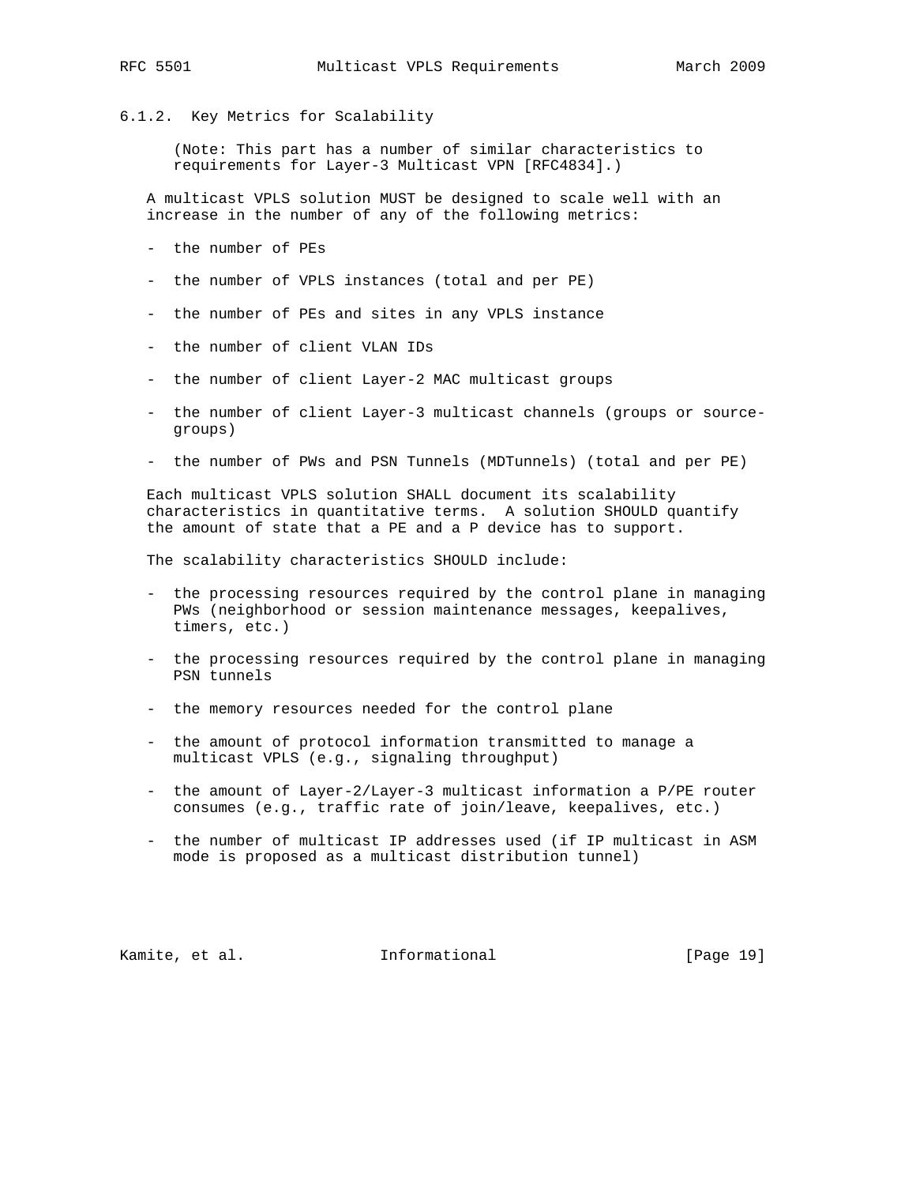#### 6.1.2. Key Metrics for Scalability

(Note: This part has a number of similar characteristics to requirements for Layer-3 Multicast VPN [RFC4834].)

A multicast VPLS solution MUST be designed to scale well with an increase in the number of any of the following metrics:

- the number of PEs
- the number of VPLS instances (total and per PE)
- the number of PEs and sites in any VPLS instance
- the number of client VLAN IDs
- the number of client Layer-2 MAC multicast groups
- the number of client Layer-3 multicast channels (groups or source-groups)
- the number of PWs and PSN Tunnels (MDTunnels) (total and per PE)

Each multicast VPLS solution SHALL document its scalability characteristics in quantitative terms. A solution SHOULD quantify the amount of state that a PE and a P device has to support.

The scalability characteristics SHOULD include:

- the processing resources required by the control plane in managing PWs (neighborhood or session maintenance messages, keepalives, timers, etc.)
- the processing resources required by the control plane in managing PSN tunnels
- the memory resources needed for the control plane
- the amount of protocol information transmitted to manage a multicast VPLS (e.g., signaling throughput)
- the amount of Layer-2/Layer-3 multicast information a P/PE router consumes (e.g., traffic rate of join/leave, keepalives, etc.)
- the number of multicast IP addresses used (if IP multicast in ASM mode is proposed as a multicast distribution tunnel)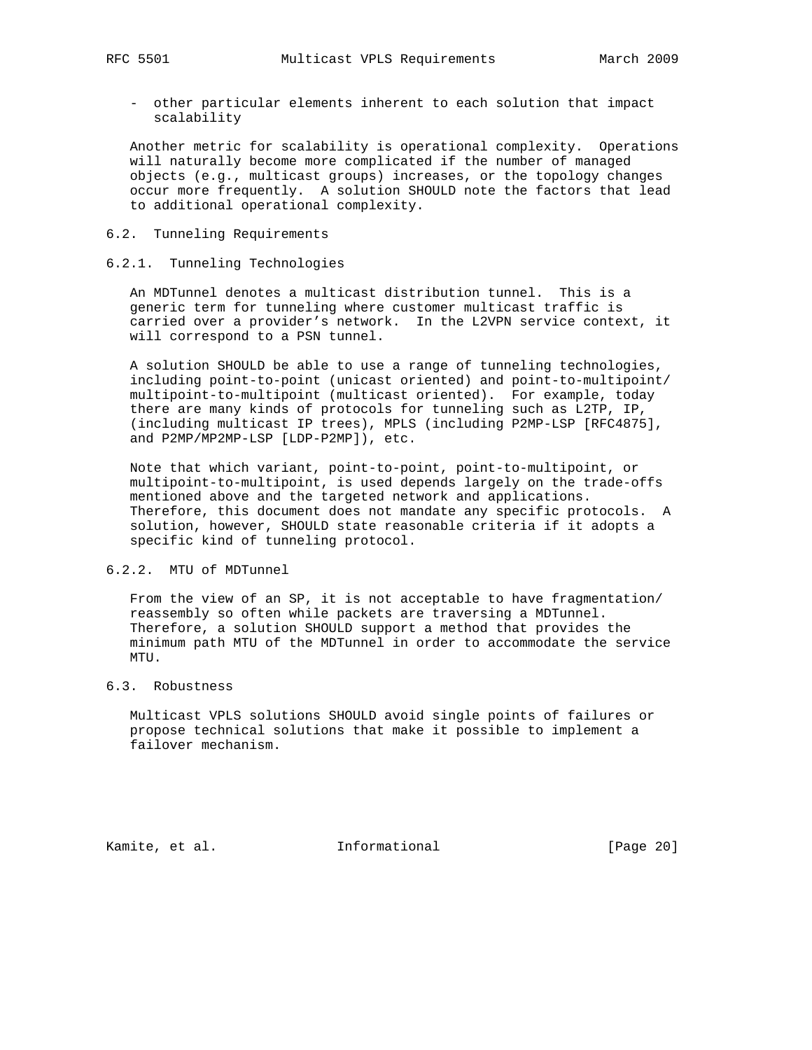- other particular elements inherent to each solution that impact scalability

Another metric for scalability is operational complexity. Operations will naturally become more complicated if the number of managed objects (e.g., multicast groups) increases, or the topology changes occur more frequently. A solution SHOULD note the factors that lead to additional operational complexity.

## 6.2. Tunneling Requirements

### 6.2.1. Tunneling Technologies

An MDTunnel denotes a multicast distribution tunnel. This is a generic term for tunneling where customer multicast traffic is carried over a provider's network. In the L2VPN service context, it will correspond to a PSN tunnel.

A solution SHOULD be able to use a range of tunneling technologies, including point-to-point (unicast oriented) and point-to-multipoint/multipoint-to-multipoint (multicast oriented). For example, today there are many kinds of protocols for tunneling such as L2TP, IP, (including multicast IP trees), MPLS (including P2MP-LSP [RFC4875], and P2MP/MP2MP-LSP [LDP-P2MP]), etc.

Note that which variant, point-to-point, point-to-multipoint, or multipoint-to-multipoint, is used depends largely on the trade-offs mentioned above and the targeted network and applications. Therefore, this document does not mandate any specific protocols. A solution, however, SHOULD state reasonable criteria if it adopts a specific kind of tunneling protocol.

### 6.2.2. MTU of MDTunnel

From the view of an SP, it is not acceptable to have fragmentation/reassembly so often while packets are traversing a MDTunnel. Therefore, a solution SHOULD support a method that provides the minimum path MTU of the MDTunnel in order to accommodate the service MTU.

## 6.3. Robustness

Multicast VPLS solutions SHOULD avoid single points of failures or propose technical solutions that make it possible to implement a failover mechanism.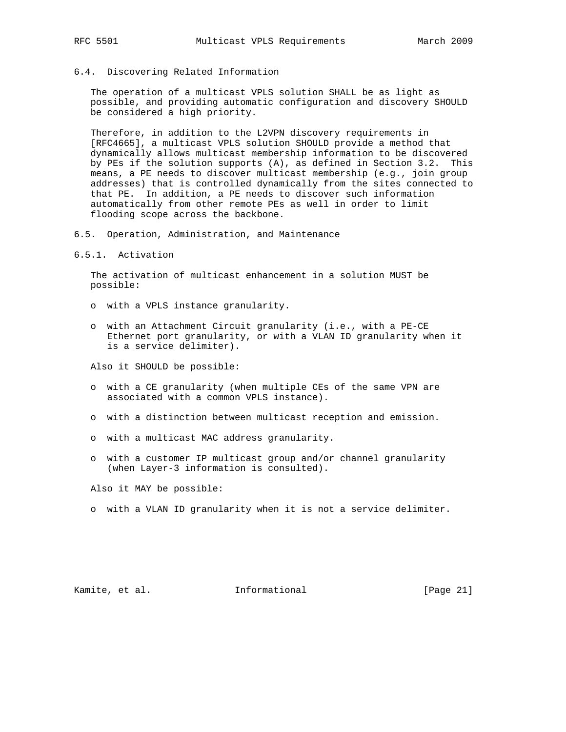### 6.4. Discovering Related Information

The operation of a multicast VPLS solution SHALL be as light as possible, and providing automatic configuration and discovery SHOULD be considered a high priority.

Therefore, in addition to the L2VPN discovery requirements in [RFC4665], a multicast VPLS solution SHOULD provide a method that dynamically allows multicast membership information to be discovered by PEs if the solution supports (A), as defined in Section 3.2. This means, a PE needs to discover multicast membership (e.g., join group addresses) that is controlled dynamically from the sites connected to that PE. In addition, a PE needs to discover such information automatically from other remote PEs as well in order to limit flooding scope across the backbone.

### 6.5. Operation, Administration, and Maintenance

#### 6.5.1. Activation

The activation of multicast enhancement in a solution MUST be possible:

- with a VPLS instance granularity.
- with an Attachment Circuit granularity (i.e., with a PE-CE Ethernet port granularity, or with a VLAN ID granularity when it is a service delimiter).

Also it SHOULD be possible:

- with a CE granularity (when multiple CEs of the same VPN are associated with a common VPLS instance).
- with a distinction between multicast reception and emission.
- with a multicast MAC address granularity.
- with a customer IP multicast group and/or channel granularity (when Layer-3 information is consulted).

Also it MAY be possible:

- with a VLAN ID granularity when it is not a service delimiter.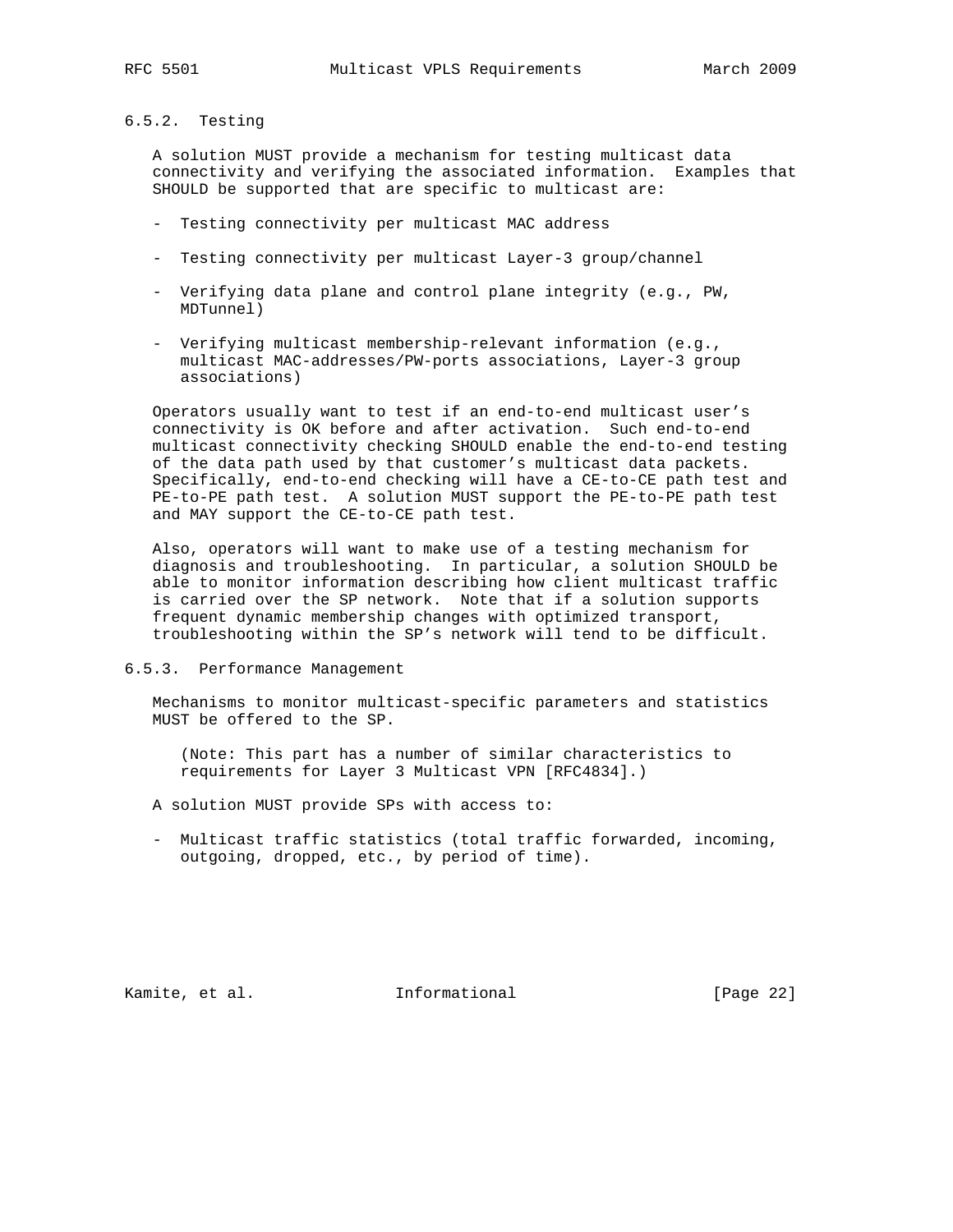### 6.5.2. Testing

A solution MUST provide a mechanism for testing multicast data connectivity and verifying the associated information. Examples that SHOULD be supported that are specific to multicast are:

- Testing connectivity per multicast MAC address
- Testing connectivity per multicast Layer-3 group/channel
- Verifying data plane and control plane integrity (e.g., PW, MDTunnel)
- Verifying multicast membership-relevant information (e.g., multicast MAC-addresses/PW-ports associations, Layer-3 group associations)

Operators usually want to test if an end-to-end multicast user's connectivity is OK before and after activation. Such end-to-end multicast connectivity checking SHOULD enable the end-to-end testing of the data path used by that customer's multicast data packets. Specifically, end-to-end checking will have a CE-to-CE path test and PE-to-PE path test. A solution MUST support the PE-to-PE path test and MAY support the CE-to-CE path test.

Also, operators will want to make use of a testing mechanism for diagnosis and troubleshooting. In particular, a solution SHOULD be able to monitor information describing how client multicast traffic is carried over the SP network. Note that if a solution supports frequent dynamic membership changes with optimized transport, troubleshooting within the SP's network will tend to be difficult.

### 6.5.3. Performance Management

Mechanisms to monitor multicast-specific parameters and statistics MUST be offered to the SP.

(Note: This part has a number of similar characteristics to requirements for Layer 3 Multicast VPN [RFC4834].)

A solution MUST provide SPs with access to:

- Multicast traffic statistics (total traffic forwarded, incoming, outgoing, dropped, etc., by period of time).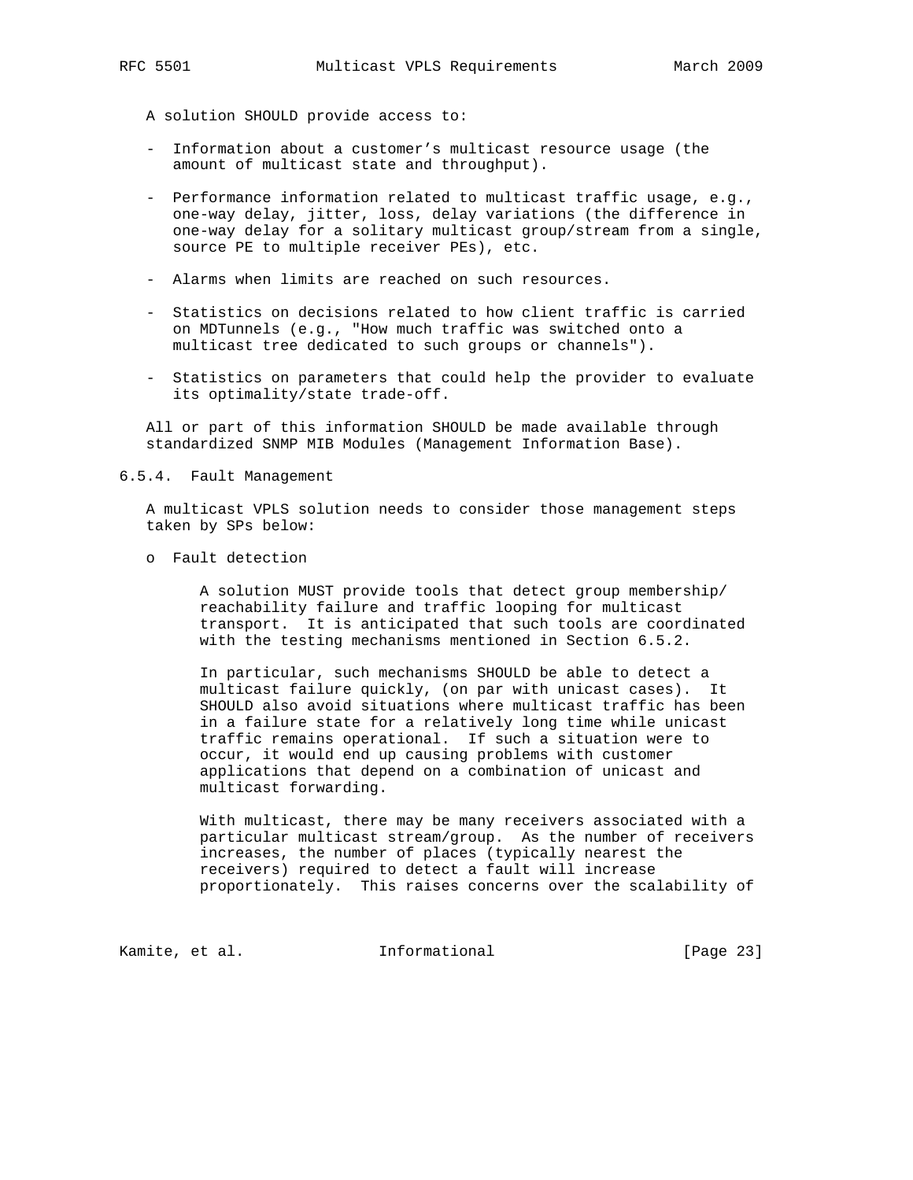A solution SHOULD provide access to:

- Information about a customer's multicast resource usage (the amount of multicast state and throughput).
- Performance information related to multicast traffic usage, e.g., one-way delay, jitter, loss, delay variations (the difference in one-way delay for a solitary multicast group/stream from a single, source PE to multiple receiver PEs), etc.
- Alarms when limits are reached on such resources.
- Statistics on decisions related to how client traffic is carried on MDTunnels (e.g., "How much traffic was switched onto a multicast tree dedicated to such groups or channels").
- Statistics on parameters that could help the provider to evaluate its optimality/state trade-off.

All or part of this information SHOULD be made available through standardized SNMP MIB Modules (Management Information Base).

#### 6.5.4. Fault Management

A multicast VPLS solution needs to consider those management steps taken by SPs below:

o Fault detection

A solution MUST provide tools that detect group membership/ reachability failure and traffic looping for multicast transport. It is anticipated that such tools are coordinated with the testing mechanisms mentioned in Section 6.5.2.

In particular, such mechanisms SHOULD be able to detect a multicast failure quickly, (on par with unicast cases). It SHOULD also avoid situations where multicast traffic has been in a failure state for a relatively long time while unicast traffic remains operational. If such a situation were to occur, it would end up causing problems with customer applications that depend on a combination of unicast and multicast forwarding.

With multicast, there may be many receivers associated with a particular multicast stream/group. As the number of receivers increases, the number of places (typically nearest the receivers) required to detect a fault will increase proportionately. This raises concerns over the scalability of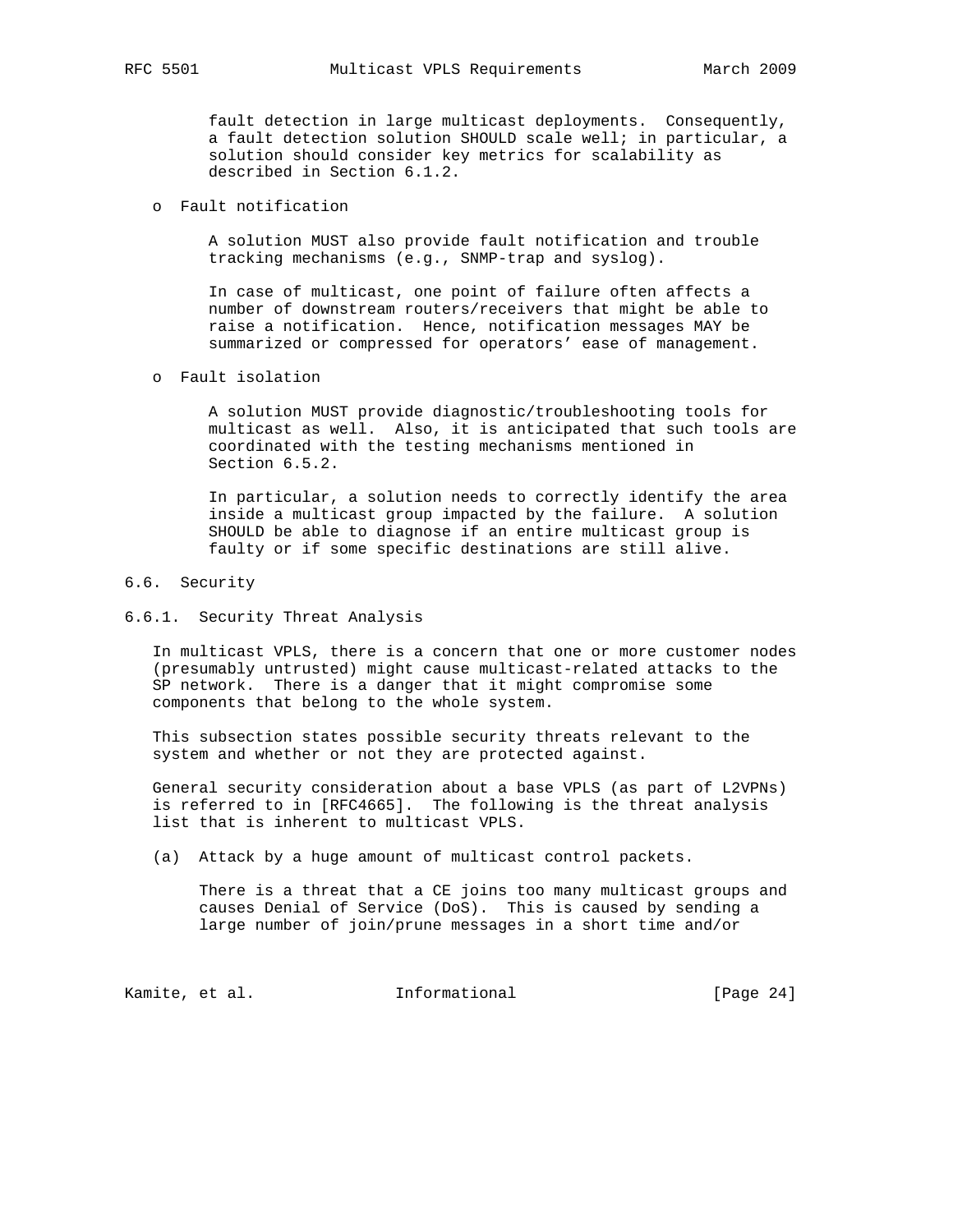fault detection in large multicast deployments. Consequently, a fault detection solution SHOULD scale well; in particular, a solution should consider key metrics for scalability as described in Section 6.1.2.

- Fault notification

  A solution MUST also provide fault notification and trouble tracking mechanisms (e.g., SNMP-trap and syslog).

  In case of multicast, one point of failure often affects a number of downstream routers/receivers that might be able to raise a notification. Hence, notification messages MAY be summarized or compressed for operators' ease of management.

- Fault isolation

  A solution MUST provide diagnostic/troubleshooting tools for multicast as well. Also, it is anticipated that such tools are coordinated with the testing mechanisms mentioned in Section 6.5.2.

  In particular, a solution needs to correctly identify the area inside a multicast group impacted by the failure. A solution SHOULD be able to diagnose if an entire multicast group is faulty or if some specific destinations are still alive.

## 6.6. Security

### 6.6.1. Security Threat Analysis

In multicast VPLS, there is a concern that one or more customer nodes (presumably untrusted) might cause multicast-related attacks to the SP network. There is a danger that it might compromise some components that belong to the whole system.

This subsection states possible security threats relevant to the system and whether or not they are protected against.

General security consideration about a base VPLS (as part of L2VPNs) is referred to in [RFC4665]. The following is the threat analysis list that is inherent to multicast VPLS.

(a) Attack by a huge amount of multicast control packets.

There is a threat that a CE joins too many multicast groups and causes Denial of Service (DoS). This is caused by sending a large number of join/prune messages in a short time and/or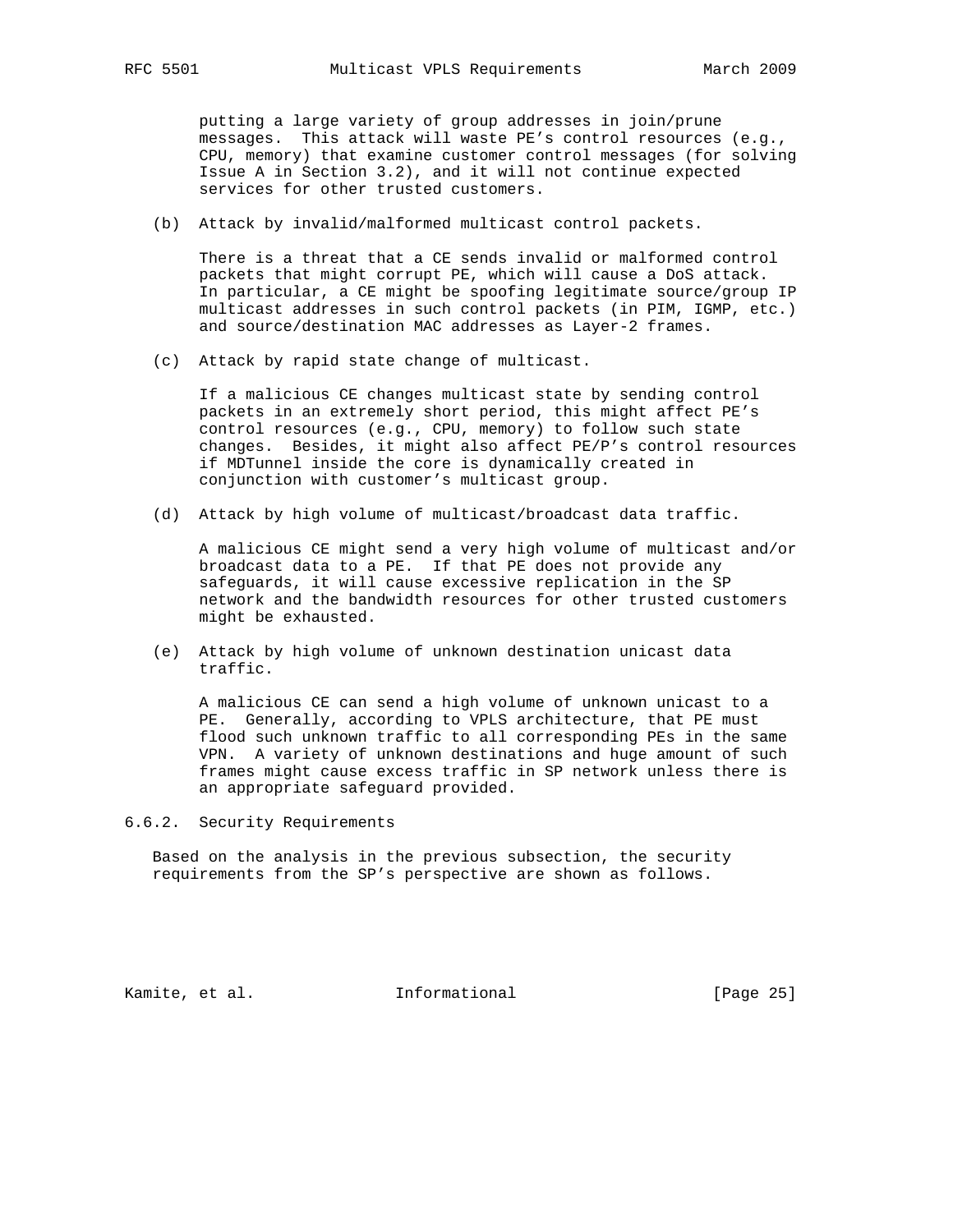putting a large variety of group addresses in join/prune messages. This attack will waste PE's control resources (e.g., CPU, memory) that examine customer control messages (for solving Issue A in Section 3.2), and it will not continue expected services for other trusted customers.

(b) Attack by invalid/malformed multicast control packets.

There is a threat that a CE sends invalid or malformed control packets that might corrupt PE, which will cause a DoS attack. In particular, a CE might be spoofing legitimate source/group IP multicast addresses in such control packets (in PIM, IGMP, etc.) and source/destination MAC addresses as Layer-2 frames.

(c) Attack by rapid state change of multicast.

If a malicious CE changes multicast state by sending control packets in an extremely short period, this might affect PE's control resources (e.g., CPU, memory) to follow such state changes. Besides, it might also affect PE/P's control resources if MDTunnel inside the core is dynamically created in conjunction with customer's multicast group.

(d) Attack by high volume of multicast/broadcast data traffic.

A malicious CE might send a very high volume of multicast and/or broadcast data to a PE. If that PE does not provide any safeguards, it will cause excessive replication in the SP network and the bandwidth resources for other trusted customers might be exhausted.

(e) Attack by high volume of unknown destination unicast data traffic.

A malicious CE can send a high volume of unknown unicast to a PE. Generally, according to VPLS architecture, that PE must flood such unknown traffic to all corresponding PEs in the same VPN. A variety of unknown destinations and huge amount of such frames might cause excess traffic in SP network unless there is an appropriate safeguard provided.

### 6.6.2. Security Requirements

Based on the analysis in the previous subsection, the security requirements from the SP's perspective are shown as follows.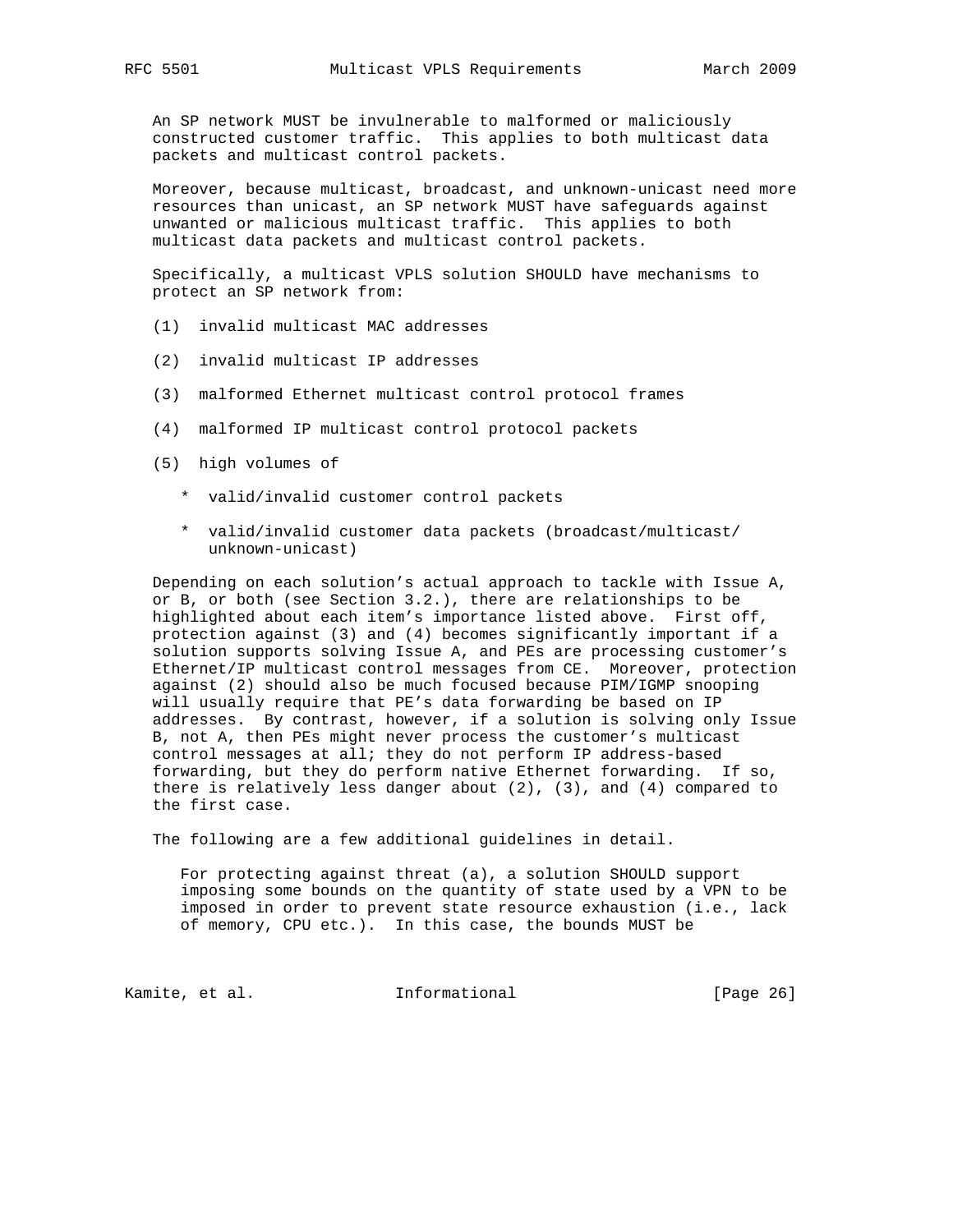An SP network MUST be invulnerable to malformed or maliciously constructed customer traffic. This applies to both multicast data packets and multicast control packets.

Moreover, because multicast, broadcast, and unknown-unicast need more resources than unicast, an SP network MUST have safeguards against unwanted or malicious multicast traffic. This applies to both multicast data packets and multicast control packets.

Specifically, a multicast VPLS solution SHOULD have mechanisms to protect an SP network from:

(1) invalid multicast MAC addresses

(2) invalid multicast IP addresses

(3) malformed Ethernet multicast control protocol frames

(4) malformed IP multicast control protocol packets

(5) high volumes of

- valid/invalid customer control packets
- valid/invalid customer data packets (broadcast/multicast/unknown-unicast)

Depending on each solution's actual approach to tackle with Issue A, or B, or both (see Section 3.2.), there are relationships to be highlighted about each item's importance listed above. First off, protection against (3) and (4) becomes significantly important if a solution supports solving Issue A, and PEs are processing customer's Ethernet/IP multicast control messages from CE. Moreover, protection against (2) should also be much focused because PIM/IGMP snooping will usually require that PE's data forwarding be based on IP addresses. By contrast, however, if a solution is solving only Issue B, not A, then PEs might never process the customer's multicast control messages at all; they do not perform IP address-based forwarding, but they do perform native Ethernet forwarding. If so, there is relatively less danger about (2), (3), and (4) compared to the first case.

The following are a few additional guidelines in detail.

For protecting against threat (a), a solution SHOULD support imposing some bounds on the quantity of state used by a VPN to be imposed in order to prevent state resource exhaustion (i.e., lack of memory, CPU etc.). In this case, the bounds MUST be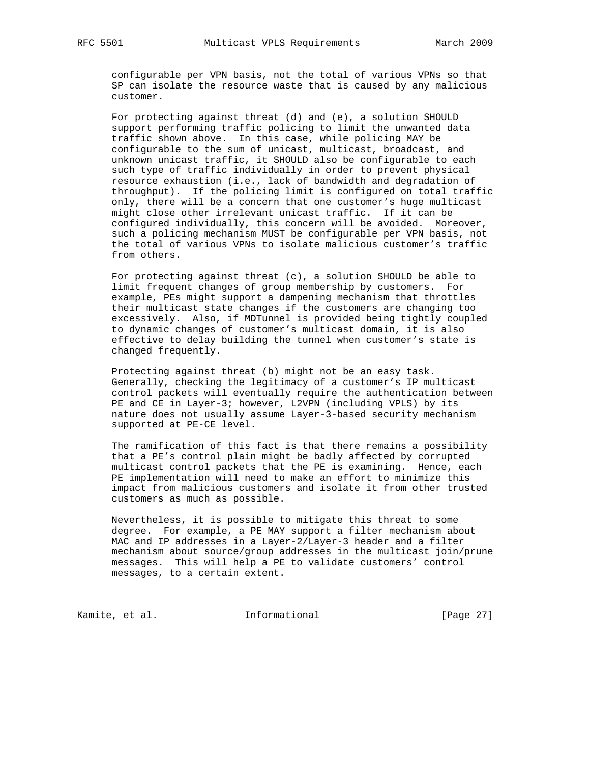configurable per VPN basis, not the total of various VPNs so that SP can isolate the resource waste that is caused by any malicious customer.

For protecting against threat (d) and (e), a solution SHOULD support performing traffic policing to limit the unwanted data traffic shown above. In this case, while policing MAY be configurable to the sum of unicast, multicast, broadcast, and unknown unicast traffic, it SHOULD also be configurable to each such type of traffic individually in order to prevent physical resource exhaustion (i.e., lack of bandwidth and degradation of throughput). If the policing limit is configured on total traffic only, there will be a concern that one customer's huge multicast might close other irrelevant unicast traffic. If it can be configured individually, this concern will be avoided. Moreover, such a policing mechanism MUST be configurable per VPN basis, not the total of various VPNs to isolate malicious customer's traffic from others.

For protecting against threat (c), a solution SHOULD be able to limit frequent changes of group membership by customers. For example, PEs might support a dampening mechanism that throttles their multicast state changes if the customers are changing too excessively. Also, if MDTunnel is provided being tightly coupled to dynamic changes of customer's multicast domain, it is also effective to delay building the tunnel when customer's state is changed frequently.

Protecting against threat (b) might not be an easy task. Generally, checking the legitimacy of a customer's IP multicast control packets will eventually require the authentication between PE and CE in Layer-3; however, L2VPN (including VPLS) by its nature does not usually assume Layer-3-based security mechanism supported at PE-CE level.

The ramification of this fact is that there remains a possibility that a PE's control plain might be badly affected by corrupted multicast control packets that the PE is examining. Hence, each PE implementation will need to make an effort to minimize this impact from malicious customers and isolate it from other trusted customers as much as possible.

Nevertheless, it is possible to mitigate this threat to some degree. For example, a PE MAY support a filter mechanism about MAC and IP addresses in a Layer-2/Layer-3 header and a filter mechanism about source/group addresses in the multicast join/prune messages. This will help a PE to validate customers' control messages, to a certain extent.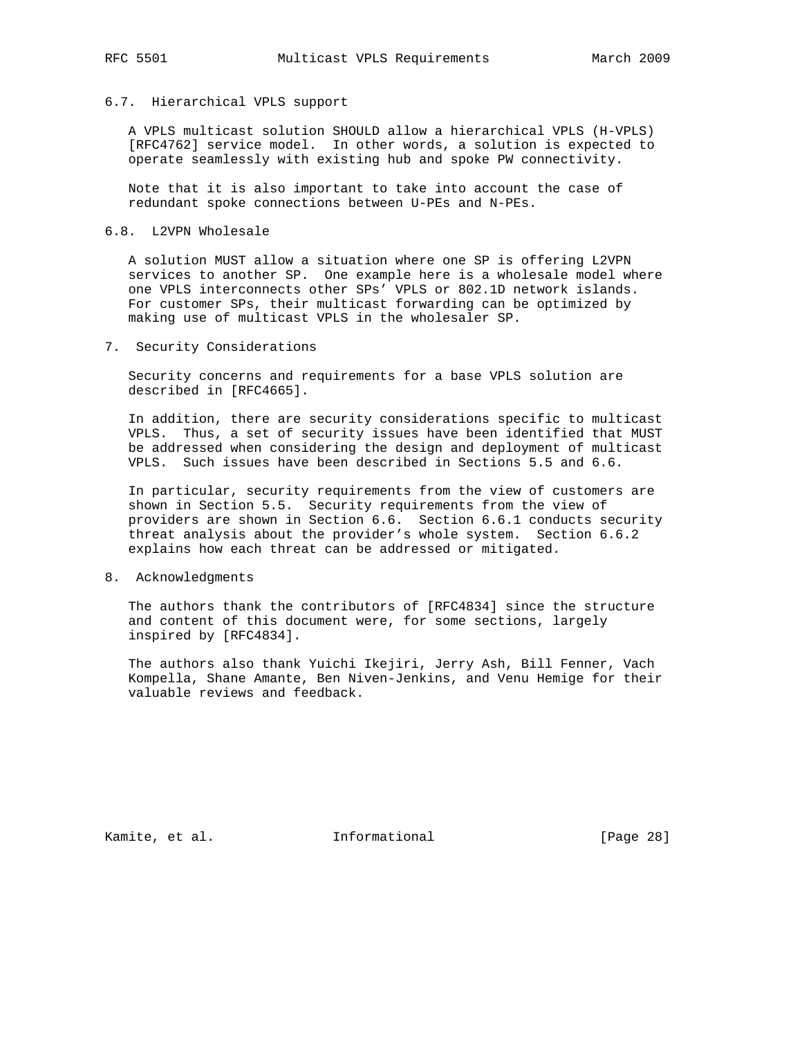### 6.7. Hierarchical VPLS support

A VPLS multicast solution SHOULD allow a hierarchical VPLS (H-VPLS) [RFC4762] service model. In other words, a solution is expected to operate seamlessly with existing hub and spoke PW connectivity.

Note that it is also important to take into account the case of redundant spoke connections between U-PEs and N-PEs.

### 6.8. L2VPN Wholesale

A solution MUST allow a situation where one SP is offering L2VPN services to another SP. One example here is a wholesale model where one VPLS interconnects other SPs' VPLS or 802.1D network islands. For customer SPs, their multicast forwarding can be optimized by making use of multicast VPLS in the wholesaler SP.

## 7. Security Considerations

Security concerns and requirements for a base VPLS solution are described in [RFC4665].

In addition, there are security considerations specific to multicast VPLS. Thus, a set of security issues have been identified that MUST be addressed when considering the design and deployment of multicast VPLS. Such issues have been described in Sections 5.5 and 6.6.

In particular, security requirements from the view of customers are shown in Section 5.5. Security requirements from the view of providers are shown in Section 6.6. Section 6.6.1 conducts security threat analysis about the provider's whole system. Section 6.6.2 explains how each threat can be addressed or mitigated.

## 8. Acknowledgments

The authors thank the contributors of [RFC4834] since the structure and content of this document were, for some sections, largely inspired by [RFC4834].

The authors also thank Yuichi Ikejiri, Jerry Ash, Bill Fenner, Vach Kompella, Shane Amante, Ben Niven-Jenkins, and Venu Hemige for their valuable reviews and feedback.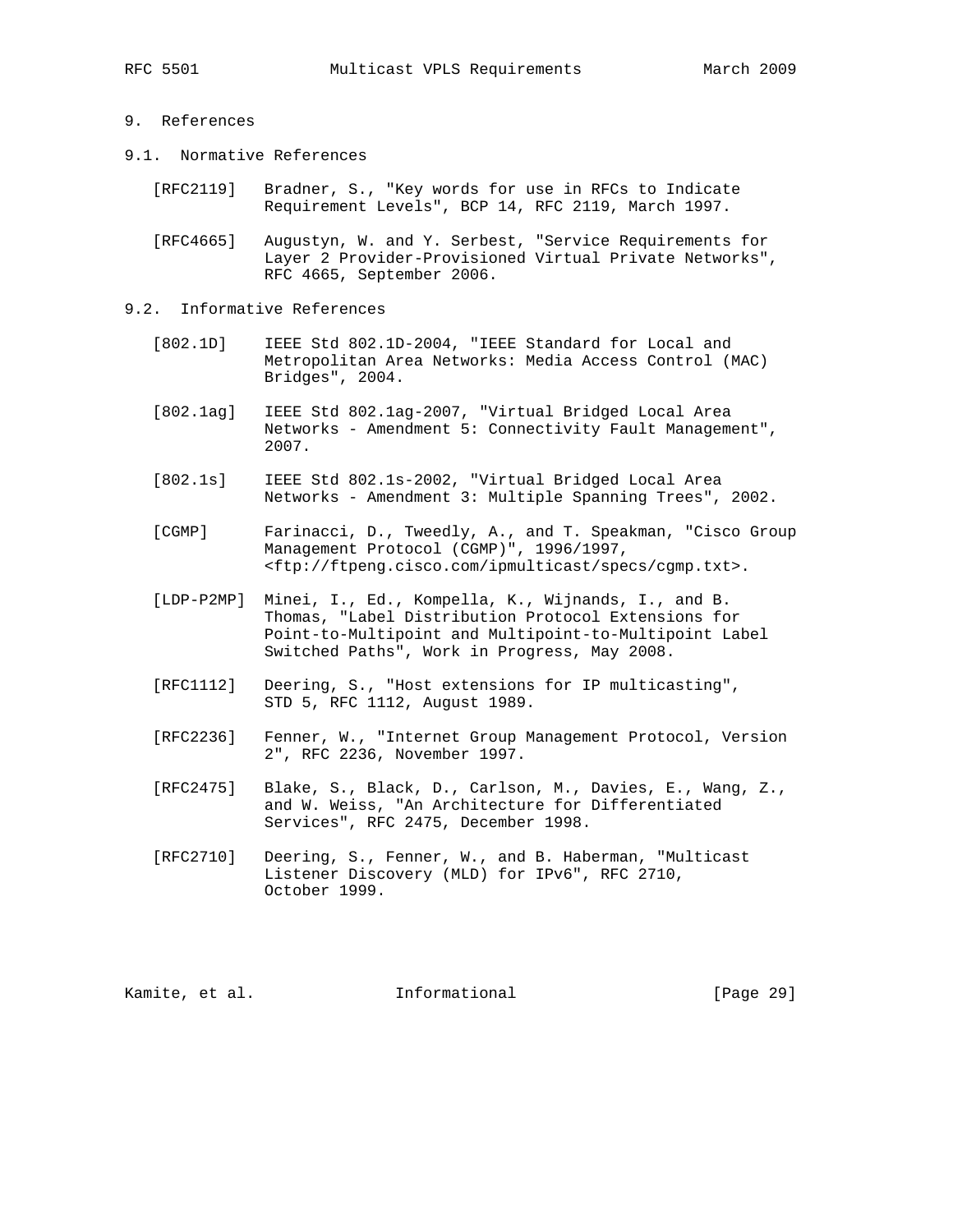## 9. References

### 9.1. Normative References

[RFC2119] Bradner, S., "Key words for use in RFCs to Indicate Requirement Levels", BCP 14, RFC 2119, March 1997.

[RFC4665] Augustyn, W. and Y. Serbest, "Service Requirements for Layer 2 Provider-Provisioned Virtual Private Networks", RFC 4665, September 2006.

### 9.2. Informative References

[802.1D] IEEE Std 802.1D-2004, "IEEE Standard for Local and Metropolitan Area Networks: Media Access Control (MAC) Bridges", 2004.

[802.1ag] IEEE Std 802.1ag-2007, "Virtual Bridged Local Area Networks - Amendment 5: Connectivity Fault Management", 2007.

[802.1s] IEEE Std 802.1s-2002, "Virtual Bridged Local Area Networks - Amendment 3: Multiple Spanning Trees", 2002.

[CGMP] Farinacci, D., Tweedly, A., and T. Speakman, "Cisco Group Management Protocol (CGMP)", 1996/1997, <ftp://ftpeng.cisco.com/ipmulticast/specs/cgmp.txt>.

[LDP-P2MP] Minei, I., Ed., Kompella, K., Wijnands, I., and B. Thomas, "Label Distribution Protocol Extensions for Point-to-Multipoint and Multipoint-to-Multipoint Label Switched Paths", Work in Progress, May 2008.

[RFC1112] Deering, S., "Host extensions for IP multicasting", STD 5, RFC 1112, August 1989.

[RFC2236] Fenner, W., "Internet Group Management Protocol, Version 2", RFC 2236, November 1997.

[RFC2475] Blake, S., Black, D., Carlson, M., Davies, E., Wang, Z., and W. Weiss, "An Architecture for Differentiated Services", RFC 2475, December 1998.

[RFC2710] Deering, S., Fenner, W., and B. Haberman, "Multicast Listener Discovery (MLD) for IPv6", RFC 2710, October 1999.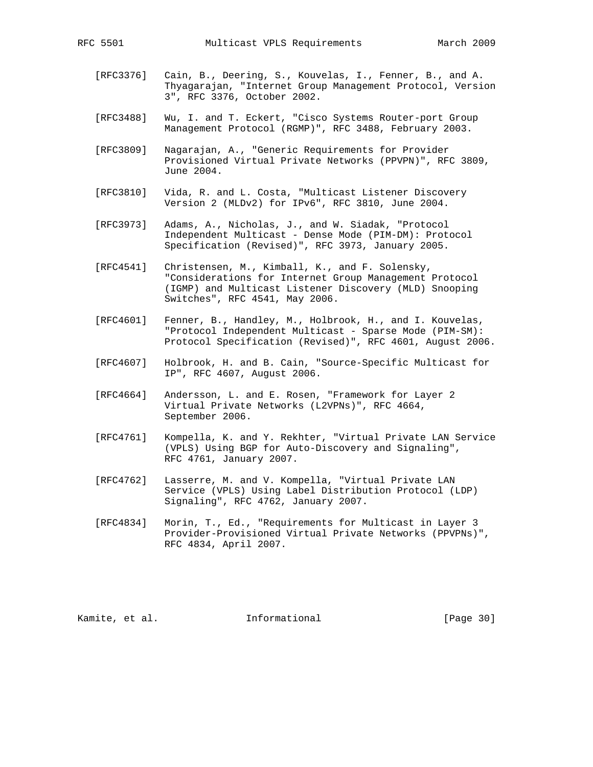[RFC3376] Cain, B., Deering, S., Kouvelas, I., Fenner, B., and A. Thyagarajan, "Internet Group Management Protocol, Version 3", RFC 3376, October 2002.

[RFC3488] Wu, I. and T. Eckert, "Cisco Systems Router-port Group Management Protocol (RGMP)", RFC 3488, February 2003.

[RFC3809] Nagarajan, A., "Generic Requirements for Provider Provisioned Virtual Private Networks (PPVPN)", RFC 3809, June 2004.

[RFC3810] Vida, R. and L. Costa, "Multicast Listener Discovery Version 2 (MLDv2) for IPv6", RFC 3810, June 2004.

[RFC3973] Adams, A., Nicholas, J., and W. Siadak, "Protocol Independent Multicast - Dense Mode (PIM-DM): Protocol Specification (Revised)", RFC 3973, January 2005.

[RFC4541] Christensen, M., Kimball, K., and F. Solensky, "Considerations for Internet Group Management Protocol (IGMP) and Multicast Listener Discovery (MLD) Snooping Switches", RFC 4541, May 2006.

[RFC4601] Fenner, B., Handley, M., Holbrook, H., and I. Kouvelas, "Protocol Independent Multicast - Sparse Mode (PIM-SM): Protocol Specification (Revised)", RFC 4601, August 2006.

[RFC4607] Holbrook, H. and B. Cain, "Source-Specific Multicast for IP", RFC 4607, August 2006.

[RFC4664] Andersson, L. and E. Rosen, "Framework for Layer 2 Virtual Private Networks (L2VPNs)", RFC 4664, September 2006.

[RFC4761] Kompella, K. and Y. Rekhter, "Virtual Private LAN Service (VPLS) Using BGP for Auto-Discovery and Signaling", RFC 4761, January 2007.

[RFC4762] Lasserre, M. and V. Kompella, "Virtual Private LAN Service (VPLS) Using Label Distribution Protocol (LDP) Signaling", RFC 4762, January 2007.

[RFC4834] Morin, T., Ed., "Requirements for Multicast in Layer 3 Provider-Provisioned Virtual Private Networks (PPVPNs)", RFC 4834, April 2007.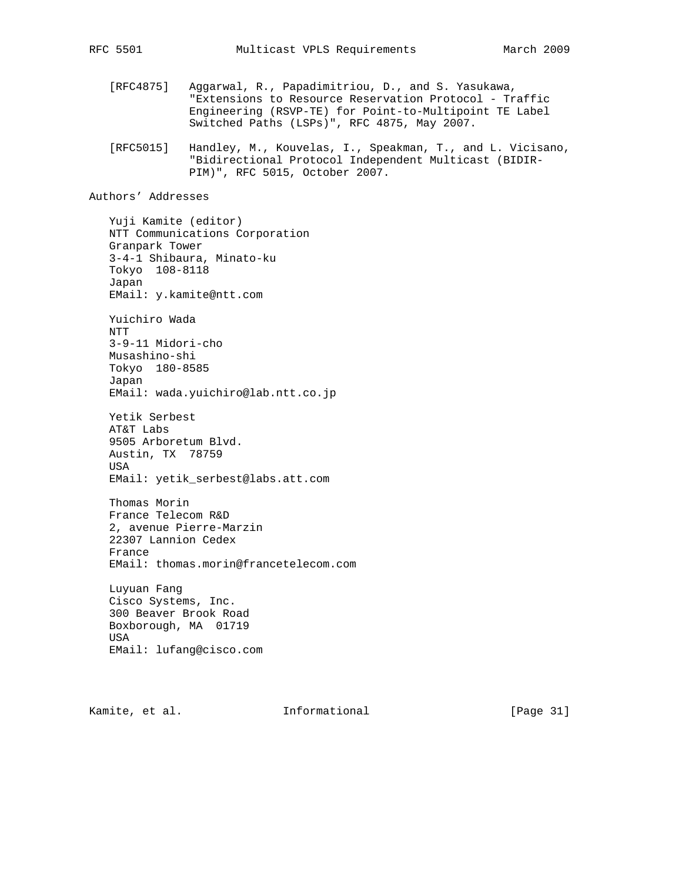[RFC4875] Aggarwal, R., Papadimitriou, D., and S. Yasukawa, "Extensions to Resource Reservation Protocol - Traffic Engineering (RSVP-TE) for Point-to-Multipoint TE Label Switched Paths (LSPs)", RFC 4875, May 2007.

[RFC5015] Handley, M., Kouvelas, I., Speakman, T., and L. Vicisano, "Bidirectional Protocol Independent Multicast (BIDIR-PIM)", RFC 5015, October 2007.

## Authors' Addresses

Yuji Kamite (editor)
NTT Communications Corporation
Granpark Tower
3-4-1 Shibaura, Minato-ku
Tokyo 108-8118
Japan
EMail: y.kamite@ntt.com

Yuichiro Wada
NTT
3-9-11 Midori-cho
Musashino-shi
Tokyo 180-8585
Japan
EMail: wada.yuichiro@lab.ntt.co.jp

Yetik Serbest
AT&T Labs
9505 Arboretum Blvd.
Austin, TX 78759
USA
EMail: yetik_serbest@labs.att.com

Thomas Morin
France Telecom R&D
2, avenue Pierre-Marzin
22307 Lannion Cedex
France
EMail: thomas.morin@francetelecom.com

Luyuan Fang
Cisco Systems, Inc.
300 Beaver Brook Road
Boxborough, MA 01719
USA
EMail: lufang@cisco.com